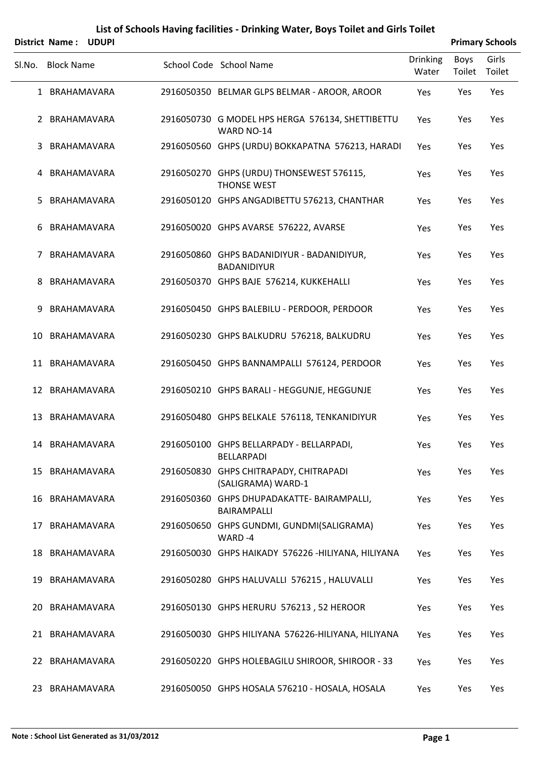# List of Schools Having facilities - Drinking Water, Boys Toilet and Girls Toilet

**District Name : UDUPI** **Primary Schools**

| Sl.No. | Block Name | School Code | School Name | Drinking Water | Boys Toilet | Girls Toilet |
|---|---|---|---|---|---|---|
| 1 | BRAHAMAVARA | 2916050350 | BELMAR GLPS BELMAR - AROOR, AROOR | Yes | Yes | Yes |
| 2 | BRAHAMAVARA | 2916050730 | G MODEL HPS HERGA 576134, SHETTIBETTU WARD NO-14 | Yes | Yes | Yes |
| 3 | BRAHAMAVARA | 2916050560 | GHPS (URDU) BOKKAPATNA 576213, HARADI | Yes | Yes | Yes |
| 4 | BRAHAMAVARA | 2916050270 | GHPS (URDU) THONSEWEST 576115, THONSE WEST | Yes | Yes | Yes |
| 5 | BRAHAMAVARA | 2916050120 | GHPS ANGADIBETTU 576213, CHANTHAR | Yes | Yes | Yes |
| 6 | BRAHAMAVARA | 2916050020 | GHPS AVARSE 576222, AVARSE | Yes | Yes | Yes |
| 7 | BRAHAMAVARA | 2916050860 | GHPS BADANIDIYUR - BADANIDIYUR, BADANIDIYUR | Yes | Yes | Yes |
| 8 | BRAHAMAVARA | 2916050370 | GHPS BAJE 576214, KUKKEHALLI | Yes | Yes | Yes |
| 9 | BRAHAMAVARA | 2916050450 | GHPS BALEBILU - PERDOOR, PERDOOR | Yes | Yes | Yes |
| 10 | BRAHAMAVARA | 2916050230 | GHPS BALKUDRU 576218, BALKUDRU | Yes | Yes | Yes |
| 11 | BRAHAMAVARA | 2916050450 | GHPS BANNAMPALLI 576124, PERDOOR | Yes | Yes | Yes |
| 12 | BRAHAMAVARA | 2916050210 | GHPS BARALI - HEGGUNJE, HEGGUNJE | Yes | Yes | Yes |
| 13 | BRAHAMAVARA | 2916050480 | GHPS BELKALE 576118, TENKANIDIYUR | Yes | Yes | Yes |
| 14 | BRAHAMAVARA | 2916050100 | GHPS BELLARPADY - BELLARPADI, BELLARPADI | Yes | Yes | Yes |
| 15 | BRAHAMAVARA | 2916050830 | GHPS CHITRAPADY, CHITRAPADI (SALIGRAMA) WARD-1 | Yes | Yes | Yes |
| 16 | BRAHAMAVARA | 2916050360 | GHPS DHUPADAKATTE- BAIRAMPALLI, BAIRAMPALLI | Yes | Yes | Yes |
| 17 | BRAHAMAVARA | 2916050650 | GHPS GUNDMI, GUNDMI(SALIGRAMA) WARD -4 | Yes | Yes | Yes |
| 18 | BRAHAMAVARA | 2916050030 | GHPS HAIKADY 576226 -HILIYANA, HILIYANA | Yes | Yes | Yes |
| 19 | BRAHAMAVARA | 2916050280 | GHPS HALUVALLI 576215 , HALUVALLI | Yes | Yes | Yes |
| 20 | BRAHAMAVARA | 2916050130 | GHPS HERURU 576213 , 52 HEROOR | Yes | Yes | Yes |
| 21 | BRAHAMAVARA | 2916050030 | GHPS HILIYANA 576226-HILIYANA, HILIYANA | Yes | Yes | Yes |
| 22 | BRAHAMAVARA | 2916050220 | GHPS HOLEBAGILU SHIROOR, SHIROOR - 33 | Yes | Yes | Yes |
| 23 | BRAHAMAVARA | 2916050050 | GHPS HOSALA 576210 - HOSALA, HOSALA | Yes | Yes | Yes |

**Note : School List Generated as 31/03/2012**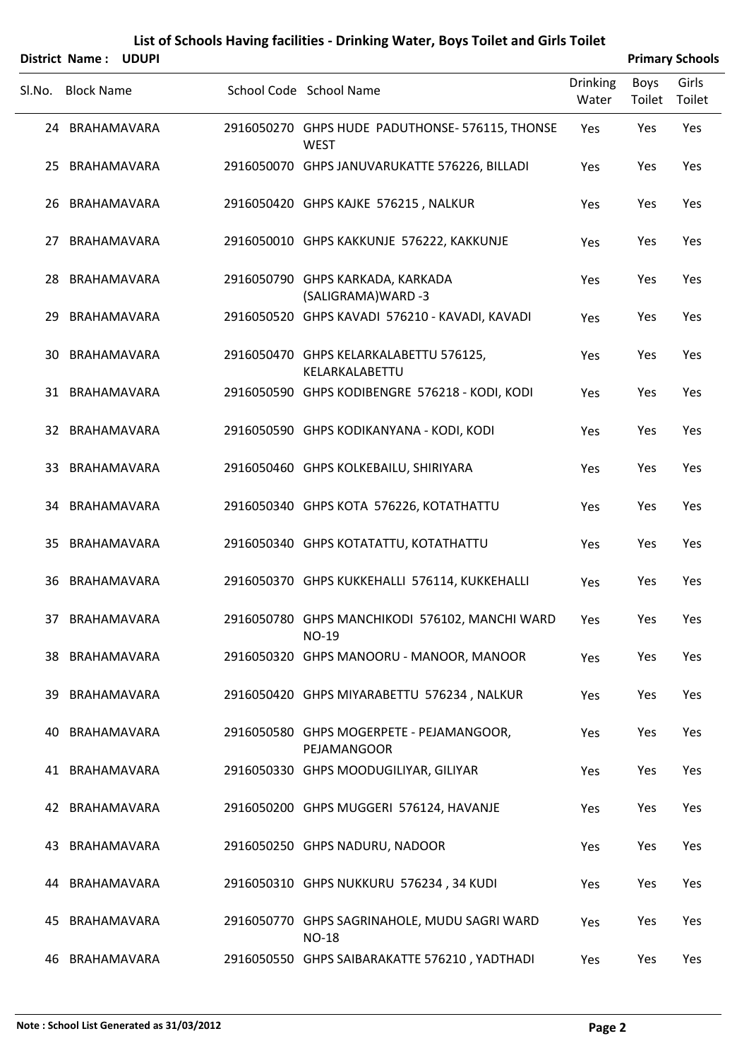# List of Schools Having facilities - Drinking Water, Boys Toilet and Girls Toilet

**District Name : UDUPI** **Primary Schools**

| Sl.No. | Block Name | School Code | School Name | Drinking Water | Boys Toilet | Girls Toilet |
|---|---|---|---|---|---|---|
| 24 | BRAHAMAVARA | 2916050270 | GHPS HUDE PADUTHONSE- 576115, THONSE WEST | Yes | Yes | Yes |
| 25 | BRAHAMAVARA | 2916050070 | GHPS JANUVARUKATTE 576226, BILLADI | Yes | Yes | Yes |
| 26 | BRAHAMAVARA | 2916050420 | GHPS KAJKE 576215 , NALKUR | Yes | Yes | Yes |
| 27 | BRAHAMAVARA | 2916050010 | GHPS KAKKUNJE 576222, KAKKUNJE | Yes | Yes | Yes |
| 28 | BRAHAMAVARA | 2916050790 | GHPS KARKADA, KARKADA (SALIGRAMA)WARD -3 | Yes | Yes | Yes |
| 29 | BRAHAMAVARA | 2916050520 | GHPS KAVADI 576210 - KAVADI, KAVADI | Yes | Yes | Yes |
| 30 | BRAHAMAVARA | 2916050470 | GHPS KELARKALABETTU 576125, KELARKALABETTU | Yes | Yes | Yes |
| 31 | BRAHAMAVARA | 2916050590 | GHPS KODIBENGRE 576218 - KODI, KODI | Yes | Yes | Yes |
| 32 | BRAHAMAVARA | 2916050590 | GHPS KODIKANYANA - KODI, KODI | Yes | Yes | Yes |
| 33 | BRAHAMAVARA | 2916050460 | GHPS KOLKEBAILU, SHIRIYARA | Yes | Yes | Yes |
| 34 | BRAHAMAVARA | 2916050340 | GHPS KOTA 576226, KOTATHATTU | Yes | Yes | Yes |
| 35 | BRAHAMAVARA | 2916050340 | GHPS KOTATATTU, KOTATHATTU | Yes | Yes | Yes |
| 36 | BRAHAMAVARA | 2916050370 | GHPS KUKKEHALLI 576114, KUKKEHALLI | Yes | Yes | Yes |
| 37 | BRAHAMAVARA | 2916050780 | GHPS MANCHIKODI 576102, MANCHI WARD NO-19 | Yes | Yes | Yes |
| 38 | BRAHAMAVARA | 2916050320 | GHPS MANOORU - MANOOR, MANOOR | Yes | Yes | Yes |
| 39 | BRAHAMAVARA | 2916050420 | GHPS MIYARABETTU 576234 , NALKUR | Yes | Yes | Yes |
| 40 | BRAHAMAVARA | 2916050580 | GHPS MOGERPETE - PEJAMANGOOR, PEJAMANGOOR | Yes | Yes | Yes |
| 41 | BRAHAMAVARA | 2916050330 | GHPS MOODUGILIYAR, GILIYAR | Yes | Yes | Yes |
| 42 | BRAHAMAVARA | 2916050200 | GHPS MUGGERI 576124, HAVANJE | Yes | Yes | Yes |
| 43 | BRAHAMAVARA | 2916050250 | GHPS NADURU, NADOOR | Yes | Yes | Yes |
| 44 | BRAHAMAVARA | 2916050310 | GHPS NUKKURU 576234 , 34 KUDI | Yes | Yes | Yes |
| 45 | BRAHAMAVARA | 2916050770 | GHPS SAGRINAHOLE, MUDU SAGRI WARD NO-18 | Yes | Yes | Yes |
| 46 | BRAHAMAVARA | 2916050550 | GHPS SAIBARAKATTE 576210 , YADTHADI | Yes | Yes | Yes |

**Note : School List Generated as 31/03/2012**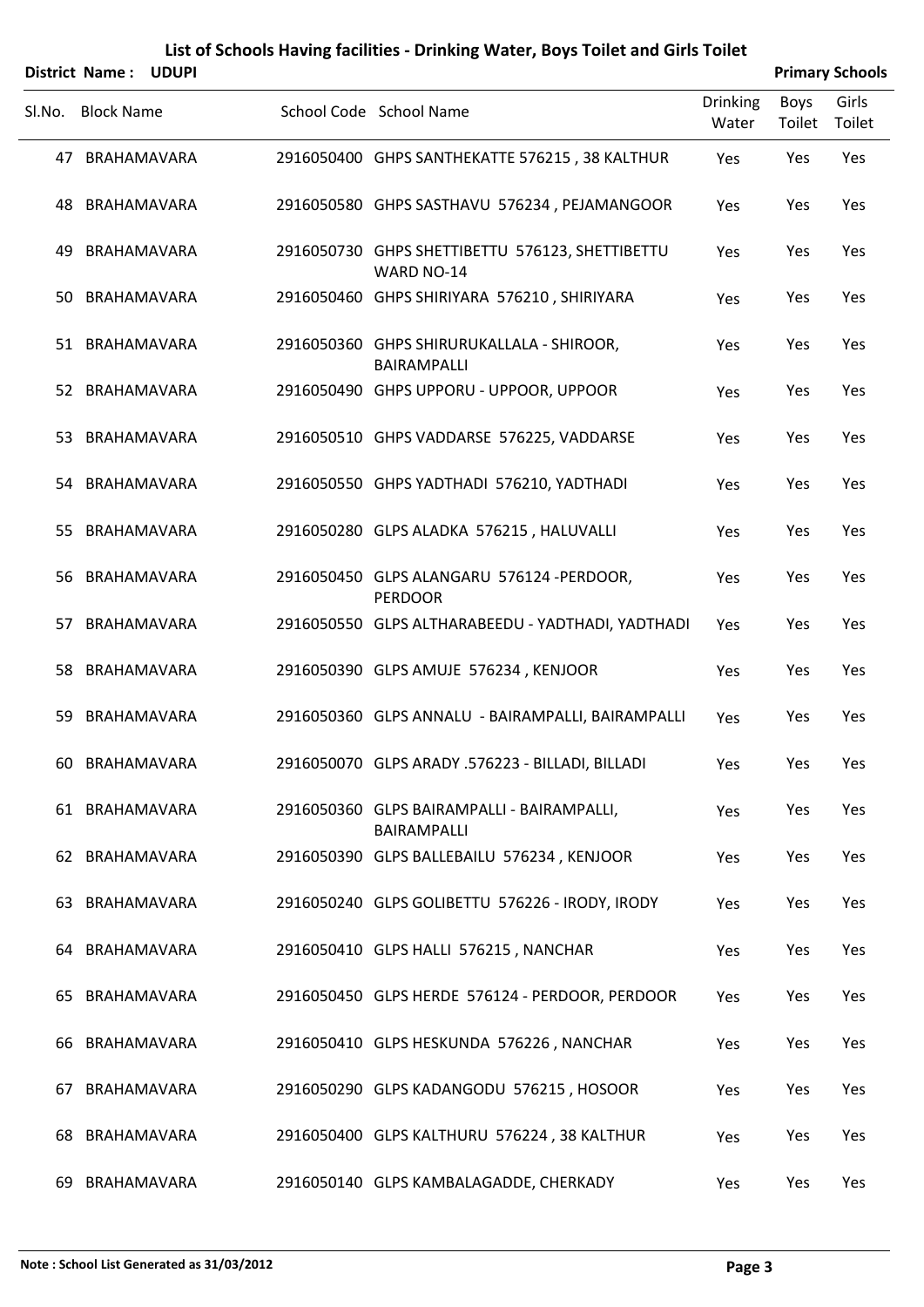# List of Schools Having facilities - Drinking Water, Boys Toilet and Girls Toilet

**District Name : UDUPI** **Primary Schools**

| Sl.No. | Block Name | School Code | School Name | Drinking Water | Boys Toilet | Girls Toilet |
|---|---|---|---|---|---|---|
| 47 | BRAHAMAVARA | 2916050400 | GHPS SANTHEKATTE 576215 , 38 KALTHUR | Yes | Yes | Yes |
| 48 | BRAHAMAVARA | 2916050580 | GHPS SASTHAVU 576234 , PEJAMANGOOR | Yes | Yes | Yes |
| 49 | BRAHAMAVARA | 2916050730 | GHPS SHETTIBETTU 576123, SHETTIBETTU WARD NO-14 | Yes | Yes | Yes |
| 50 | BRAHAMAVARA | 2916050460 | GHPS SHIRIYARA 576210 , SHIRIYARA | Yes | Yes | Yes |
| 51 | BRAHAMAVARA | 2916050360 | GHPS SHIRURUKALLALA - SHIROOR, BAIRAMPALLI | Yes | Yes | Yes |
| 52 | BRAHAMAVARA | 2916050490 | GHPS UPPORU - UPPOOR, UPPOOR | Yes | Yes | Yes |
| 53 | BRAHAMAVARA | 2916050510 | GHPS VADDARSE 576225, VADDARSE | Yes | Yes | Yes |
| 54 | BRAHAMAVARA | 2916050550 | GHPS YADTHADI 576210, YADTHADI | Yes | Yes | Yes |
| 55 | BRAHAMAVARA | 2916050280 | GLPS ALADKA 576215 , HALUVALLI | Yes | Yes | Yes |
| 56 | BRAHAMAVARA | 2916050450 | GLPS ALANGARU 576124 -PERDOOR, PERDOOR | Yes | Yes | Yes |
| 57 | BRAHAMAVARA | 2916050550 | GLPS ALTHARABEEDU - YADTHADI, YADTHADI | Yes | Yes | Yes |
| 58 | BRAHAMAVARA | 2916050390 | GLPS AMUJE 576234 , KENJOOR | Yes | Yes | Yes |
| 59 | BRAHAMAVARA | 2916050360 | GLPS ANNALU - BAIRAMPALLI, BAIRAMPALLI | Yes | Yes | Yes |
| 60 | BRAHAMAVARA | 2916050070 | GLPS ARADY .576223 - BILLADI, BILLADI | Yes | Yes | Yes |
| 61 | BRAHAMAVARA | 2916050360 | GLPS BAIRAMPALLI - BAIRAMPALLI, BAIRAMPALLI | Yes | Yes | Yes |
| 62 | BRAHAMAVARA | 2916050390 | GLPS BALLEBAILU 576234 , KENJOOR | Yes | Yes | Yes |
| 63 | BRAHAMAVARA | 2916050240 | GLPS GOLIBETTU 576226 - IRODY, IRODY | Yes | Yes | Yes |
| 64 | BRAHAMAVARA | 2916050410 | GLPS HALLI 576215 , NANCHAR | Yes | Yes | Yes |
| 65 | BRAHAMAVARA | 2916050450 | GLPS HERDE 576124 - PERDOOR, PERDOOR | Yes | Yes | Yes |
| 66 | BRAHAMAVARA | 2916050410 | GLPS HESKUNDA 576226 , NANCHAR | Yes | Yes | Yes |
| 67 | BRAHAMAVARA | 2916050290 | GLPS KADANGODU 576215 , HOSOOR | Yes | Yes | Yes |
| 68 | BRAHAMAVARA | 2916050400 | GLPS KALTHURU 576224 , 38 KALTHUR | Yes | Yes | Yes |
| 69 | BRAHAMAVARA | 2916050140 | GLPS KAMBALAGADDE, CHERKADY | Yes | Yes | Yes |

**Note : School List Generated as 31/03/2012**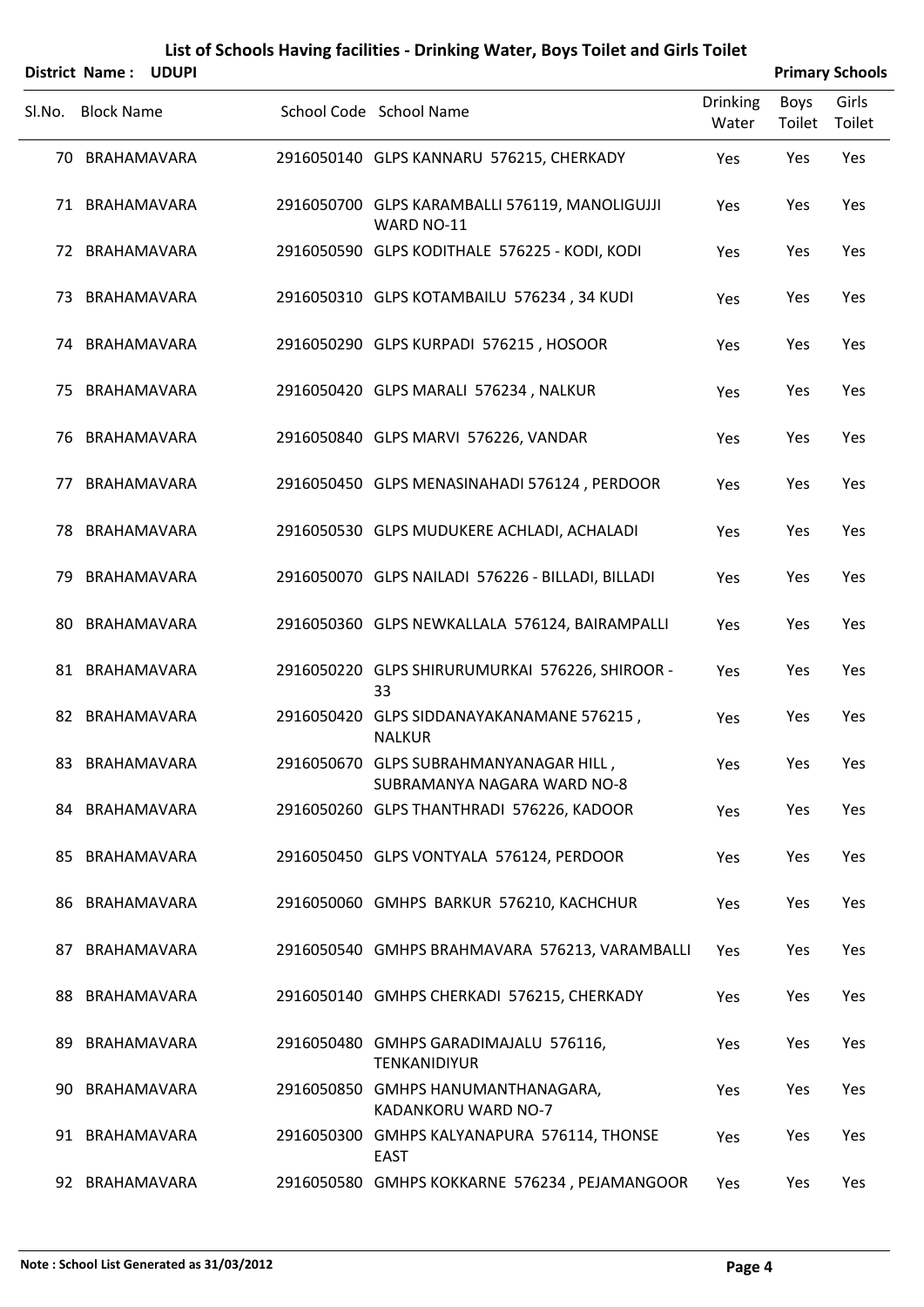# List of Schools Having facilities - Drinking Water, Boys Toilet and Girls Toilet

**District Name : UDUPI** **Primary Schools**

| Sl.No. | Block Name | School Code | School Name | Drinking Water | Boys Toilet | Girls Toilet |
|---|---|---|---|---|---|---|
| 70 | BRAHAMAVARA | 2916050140 | GLPS KANNARU 576215, CHERKADY | Yes | Yes | Yes |
| 71 | BRAHAMAVARA | 2916050700 | GLPS KARAMBALLI 576119, MANOLIGUJJI WARD NO-11 | Yes | Yes | Yes |
| 72 | BRAHAMAVARA | 2916050590 | GLPS KODITHALE 576225 - KODI, KODI | Yes | Yes | Yes |
| 73 | BRAHAMAVARA | 2916050310 | GLPS KOTAMBAILU 576234 , 34 KUDI | Yes | Yes | Yes |
| 74 | BRAHAMAVARA | 2916050290 | GLPS KURPADI 576215 , HOSOOR | Yes | Yes | Yes |
| 75 | BRAHAMAVARA | 2916050420 | GLPS MARALI 576234 , NALKUR | Yes | Yes | Yes |
| 76 | BRAHAMAVARA | 2916050840 | GLPS MARVI 576226, VANDAR | Yes | Yes | Yes |
| 77 | BRAHAMAVARA | 2916050450 | GLPS MENASINAHADI 576124 , PERDOOR | Yes | Yes | Yes |
| 78 | BRAHAMAVARA | 2916050530 | GLPS MUDUKERE ACHLADI, ACHALADI | Yes | Yes | Yes |
| 79 | BRAHAMAVARA | 2916050070 | GLPS NAILADI 576226 - BILLADI, BILLADI | Yes | Yes | Yes |
| 80 | BRAHAMAVARA | 2916050360 | GLPS NEWKALLALA 576124, BAIRAMPALLI | Yes | Yes | Yes |
| 81 | BRAHAMAVARA | 2916050220 | GLPS SHIRURUMURKAI 576226, SHIROOR - 33 | Yes | Yes | Yes |
| 82 | BRAHAMAVARA | 2916050420 | GLPS SIDDANAYAKANAMANE 576215 , NALKUR | Yes | Yes | Yes |
| 83 | BRAHAMAVARA | 2916050670 | GLPS SUBRAHMANYANAGAR HILL , SUBRAMANYA NAGARA WARD NO-8 | Yes | Yes | Yes |
| 84 | BRAHAMAVARA | 2916050260 | GLPS THANTHRADI 576226, KADOOR | Yes | Yes | Yes |
| 85 | BRAHAMAVARA | 2916050450 | GLPS VONTYALA 576124, PERDOOR | Yes | Yes | Yes |
| 86 | BRAHAMAVARA | 2916050060 | GMHPS BARKUR 576210, KACHCHUR | Yes | Yes | Yes |
| 87 | BRAHAMAVARA | 2916050540 | GMHPS BRAHMAVARA 576213, VARAMBALLI | Yes | Yes | Yes |
| 88 | BRAHAMAVARA | 2916050140 | GMHPS CHERKADI 576215, CHERKADY | Yes | Yes | Yes |
| 89 | BRAHAMAVARA | 2916050480 | GMHPS GARADIMAJALU 576116, TENKANIDIYUR | Yes | Yes | Yes |
| 90 | BRAHAMAVARA | 2916050850 | GMHPS HANUMANTHANAGARA, KADANKORU WARD NO-7 | Yes | Yes | Yes |
| 91 | BRAHAMAVARA | 2916050300 | GMHPS KALYANAPURA 576114, THONSE EAST | Yes | Yes | Yes |
| 92 | BRAHAMAVARA | 2916050580 | GMHPS KOKKARNE 576234 , PEJAMANGOOR | Yes | Yes | Yes |

**Note : School List Generated as 31/03/2012**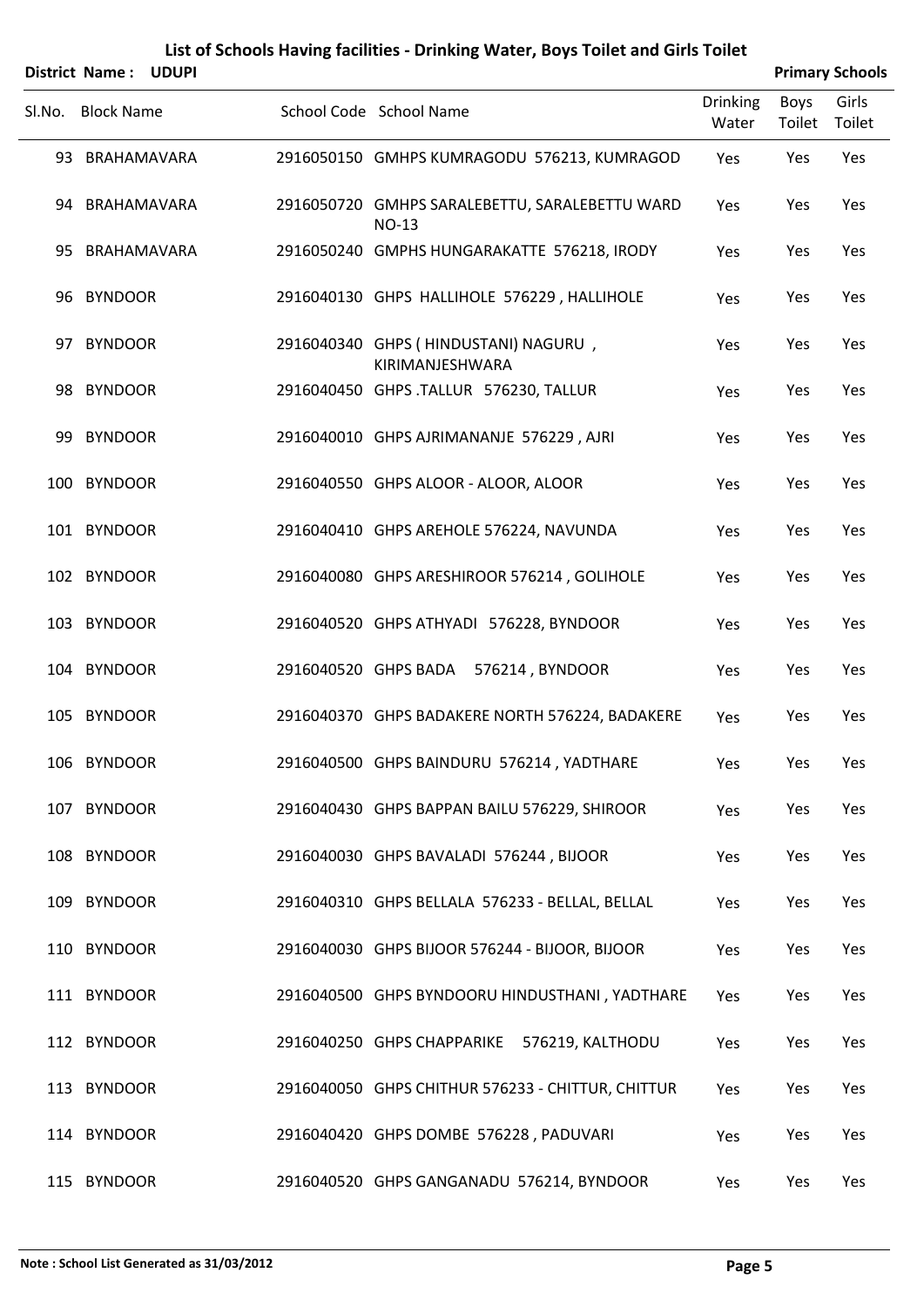# List of Schools Having facilities - Drinking Water, Boys Toilet and Girls Toilet

**District Name : UDUPI** | **Primary Schools**

| Sl.No. | Block Name | School Code | School Name | Drinking Water | Boys Toilet | Girls Toilet |
|---|---|---|---|---|---|---|
| 93 | BRAHAMAVARA | 2916050150 | GMHPS KUMRAGODU 576213, KUMRAGOD | Yes | Yes | Yes |
| 94 | BRAHAMAVARA | 2916050720 | GMHPS SARALEBETTU, SARALEBETTU WARD NO-13 | Yes | Yes | Yes |
| 95 | BRAHAMAVARA | 2916050240 | GMPHS HUNGARAKATTE 576218, IRODY | Yes | Yes | Yes |
| 96 | BYNDOOR | 2916040130 | GHPS HALLIHOLE 576229 , HALLIHOLE | Yes | Yes | Yes |
| 97 | BYNDOOR | 2916040340 | GHPS ( HINDUSTANI) NAGURU , KIRIMANJESHWARA | Yes | Yes | Yes |
| 98 | BYNDOOR | 2916040450 | GHPS .TALLUR 576230, TALLUR | Yes | Yes | Yes |
| 99 | BYNDOOR | 2916040010 | GHPS AJRIMANANJE 576229 , AJRI | Yes | Yes | Yes |
| 100 | BYNDOOR | 2916040550 | GHPS ALOOR - ALOOR, ALOOR | Yes | Yes | Yes |
| 101 | BYNDOOR | 2916040410 | GHPS AREHOLE 576224, NAVUNDA | Yes | Yes | Yes |
| 102 | BYNDOOR | 2916040080 | GHPS ARESHIROOR 576214 , GOLIHOLE | Yes | Yes | Yes |
| 103 | BYNDOOR | 2916040520 | GHPS ATHYADI 576228, BYNDOOR | Yes | Yes | Yes |
| 104 | BYNDOOR | 2916040520 | GHPS BADA 576214 , BYNDOOR | Yes | Yes | Yes |
| 105 | BYNDOOR | 2916040370 | GHPS BADAKERE NORTH 576224, BADAKERE | Yes | Yes | Yes |
| 106 | BYNDOOR | 2916040500 | GHPS BAINDURU 576214 , YADTHARE | Yes | Yes | Yes |
| 107 | BYNDOOR | 2916040430 | GHPS BAPPAN BAILU 576229, SHIROOR | Yes | Yes | Yes |
| 108 | BYNDOOR | 2916040030 | GHPS BAVALADI 576244 , BIJOOR | Yes | Yes | Yes |
| 109 | BYNDOOR | 2916040310 | GHPS BELLALA 576233 - BELLAL, BELLAL | Yes | Yes | Yes |
| 110 | BYNDOOR | 2916040030 | GHPS BIJOOR 576244 - BIJOOR, BIJOOR | Yes | Yes | Yes |
| 111 | BYNDOOR | 2916040500 | GHPS BYNDOORU HINDUSTHANI , YADTHARE | Yes | Yes | Yes |
| 112 | BYNDOOR | 2916040250 | GHPS CHAPPARIKE 576219, KALTHODU | Yes | Yes | Yes |
| 113 | BYNDOOR | 2916040050 | GHPS CHITHUR 576233 - CHITTUR, CHITTUR | Yes | Yes | Yes |
| 114 | BYNDOOR | 2916040420 | GHPS DOMBE 576228 , PADUVARI | Yes | Yes | Yes |
| 115 | BYNDOOR | 2916040520 | GHPS GANGANADU 576214, BYNDOOR | Yes | Yes | Yes |

**Note : School List Generated as 31/03/2012**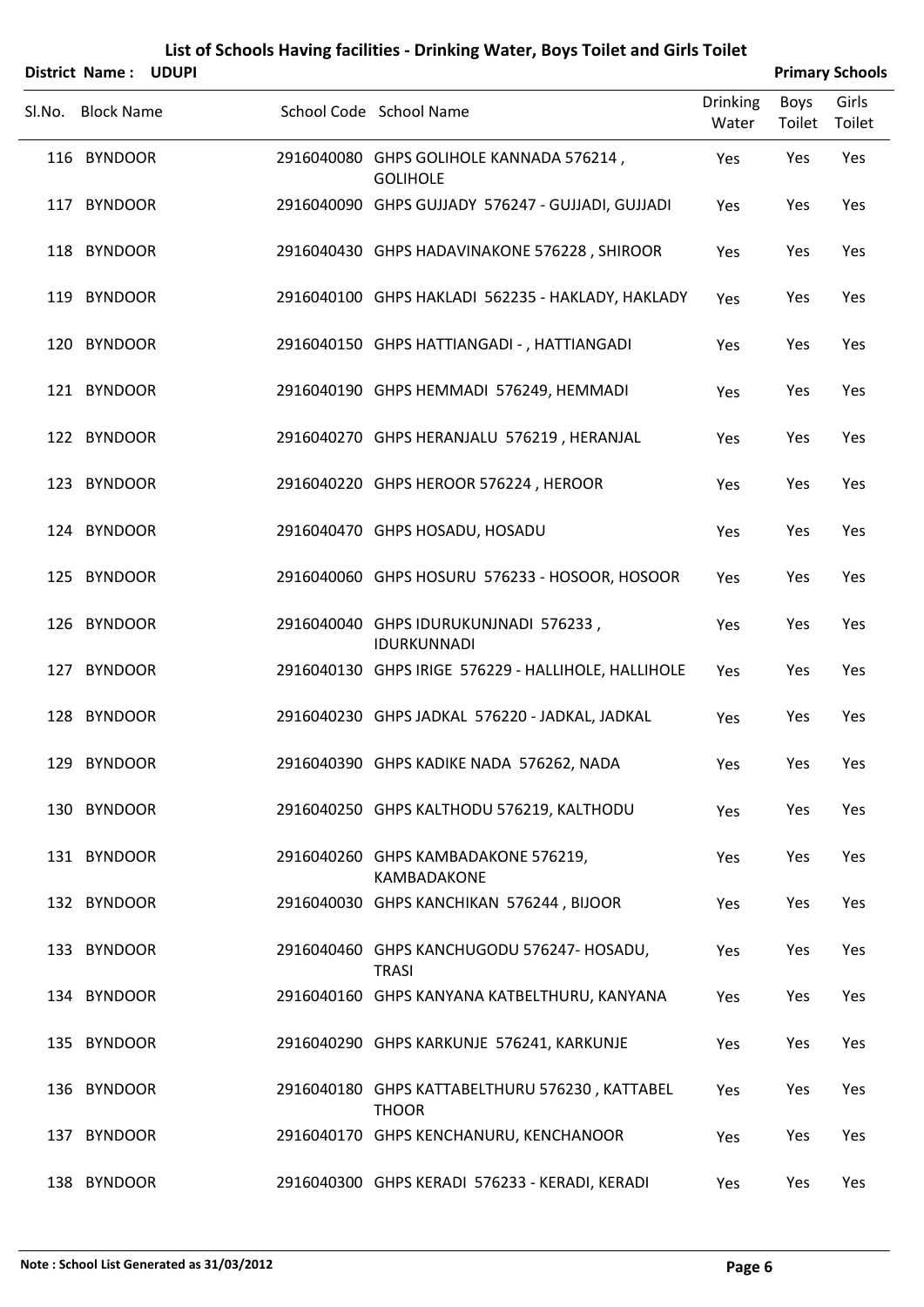# List of Schools Having facilities - Drinking Water, Boys Toilet and Girls Toilet

**District Name : UDUPI** **Primary Schools**

| Sl.No. | Block Name | School Code | School Name | Drinking Water | Boys Toilet | Girls Toilet |
|---|---|---|---|---|---|---|
| 116 | BYNDOOR | 2916040080 | GHPS GOLIHOLE KANNADA 576214 , GOLIHOLE | Yes | Yes | Yes |
| 117 | BYNDOOR | 2916040090 | GHPS GUJJADY 576247 - GUJJADI, GUJJADI | Yes | Yes | Yes |
| 118 | BYNDOOR | 2916040430 | GHPS HADAVINAKONE 576228 , SHIROOR | Yes | Yes | Yes |
| 119 | BYNDOOR | 2916040100 | GHPS HAKLADI 562235 - HAKLADY, HAKLADY | Yes | Yes | Yes |
| 120 | BYNDOOR | 2916040150 | GHPS HATTIANGADI - , HATTIANGADI | Yes | Yes | Yes |
| 121 | BYNDOOR | 2916040190 | GHPS HEMMADI 576249, HEMMADI | Yes | Yes | Yes |
| 122 | BYNDOOR | 2916040270 | GHPS HERANJALU 576219 , HERANJAL | Yes | Yes | Yes |
| 123 | BYNDOOR | 2916040220 | GHPS HEROOR 576224 , HEROOR | Yes | Yes | Yes |
| 124 | BYNDOOR | 2916040470 | GHPS HOSADU, HOSADU | Yes | Yes | Yes |
| 125 | BYNDOOR | 2916040060 | GHPS HOSURU 576233 - HOSOOR, HOSOOR | Yes | Yes | Yes |
| 126 | BYNDOOR | 2916040040 | GHPS IDURUKUNJNADI 576233 , IDURKUNNADI | Yes | Yes | Yes |
| 127 | BYNDOOR | 2916040130 | GHPS IRIGE 576229 - HALLIHOLE, HALLIHOLE | Yes | Yes | Yes |
| 128 | BYNDOOR | 2916040230 | GHPS JADKAL 576220 - JADKAL, JADKAL | Yes | Yes | Yes |
| 129 | BYNDOOR | 2916040390 | GHPS KADIKE NADA 576262, NADA | Yes | Yes | Yes |
| 130 | BYNDOOR | 2916040250 | GHPS KALTHODU 576219, KALTHODU | Yes | Yes | Yes |
| 131 | BYNDOOR | 2916040260 | GHPS KAMBADAKONE 576219, KAMBADAKONE | Yes | Yes | Yes |
| 132 | BYNDOOR | 2916040030 | GHPS KANCHIKAN 576244 , BIJOOR | Yes | Yes | Yes |
| 133 | BYNDOOR | 2916040460 | GHPS KANCHUGODU 576247- HOSADU, TRASI | Yes | Yes | Yes |
| 134 | BYNDOOR | 2916040160 | GHPS KANYANA KATBELTHURU, KANYANA | Yes | Yes | Yes |
| 135 | BYNDOOR | 2916040290 | GHPS KARKUNJE 576241, KARKUNJE | Yes | Yes | Yes |
| 136 | BYNDOOR | 2916040180 | GHPS KATTABELTHURU 576230 , KATTABEL THOOR | Yes | Yes | Yes |
| 137 | BYNDOOR | 2916040170 | GHPS KENCHANURU, KENCHANOOR | Yes | Yes | Yes |
| 138 | BYNDOOR | 2916040300 | GHPS KERADI 576233 - KERADI, KERADI | Yes | Yes | Yes |

**Note : School List Generated as 31/03/2012**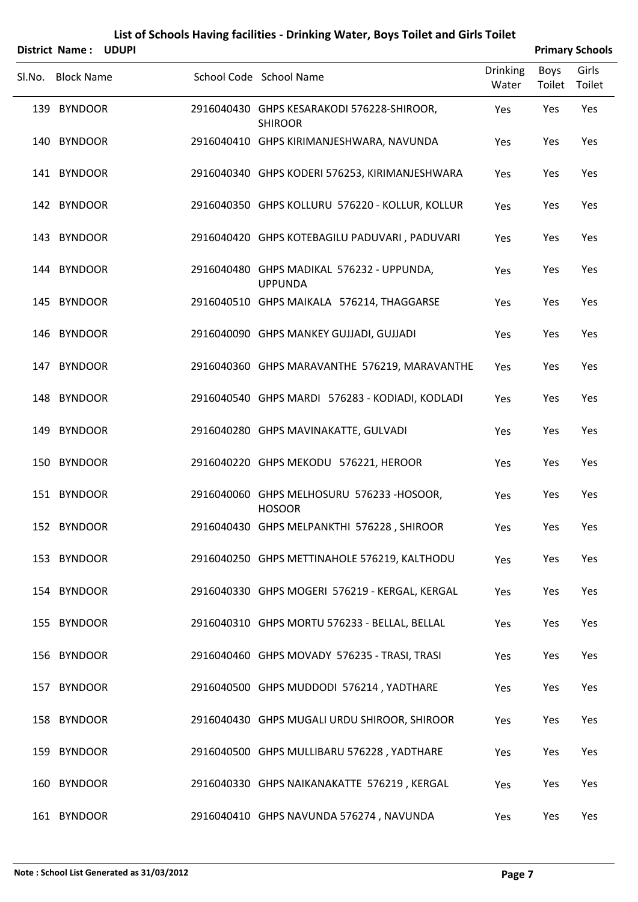# List of Schools Having facilities - Drinking Water, Boys Toilet and Girls Toilet

**District Name : UDUPI** **Primary Schools**

| Sl.No. | Block Name | School Code | School Name | Drinking Water | Boys Toilet | Girls Toilet |
|---|---|---|---|---|---|---|
| 139 | BYNDOOR | 2916040430 | GHPS KESARAKODI 576228-SHIROOR, SHIROOR | Yes | Yes | Yes |
| 140 | BYNDOOR | 2916040410 | GHPS KIRIMANJESHWARA, NAVUNDA | Yes | Yes | Yes |
| 141 | BYNDOOR | 2916040340 | GHPS KODERI 576253, KIRIMANJESHWARA | Yes | Yes | Yes |
| 142 | BYNDOOR | 2916040350 | GHPS KOLLURU 576220 - KOLLUR, KOLLUR | Yes | Yes | Yes |
| 143 | BYNDOOR | 2916040420 | GHPS KOTEBAGILU PADUVARI , PADUVARI | Yes | Yes | Yes |
| 144 | BYNDOOR | 2916040480 | GHPS MADIKAL 576232 - UPPUNDA, UPPUNDA | Yes | Yes | Yes |
| 145 | BYNDOOR | 2916040510 | GHPS MAIKALA 576214, THAGGARSE | Yes | Yes | Yes |
| 146 | BYNDOOR | 2916040090 | GHPS MANKEY GUJJADI, GUJJADI | Yes | Yes | Yes |
| 147 | BYNDOOR | 2916040360 | GHPS MARAVANTHE 576219, MARAVANTHE | Yes | Yes | Yes |
| 148 | BYNDOOR | 2916040540 | GHPS MARDI 576283 - KODIADI, KODLADI | Yes | Yes | Yes |
| 149 | BYNDOOR | 2916040280 | GHPS MAVINAKATTE, GULVADI | Yes | Yes | Yes |
| 150 | BYNDOOR | 2916040220 | GHPS MEKODU 576221, HEROOR | Yes | Yes | Yes |
| 151 | BYNDOOR | 2916040060 | GHPS MELHOSURU 576233 -HOSOOR, HOSOOR | Yes | Yes | Yes |
| 152 | BYNDOOR | 2916040430 | GHPS MELPANKTHI 576228 , SHIROOR | Yes | Yes | Yes |
| 153 | BYNDOOR | 2916040250 | GHPS METTINAHOLE 576219, KALTHODU | Yes | Yes | Yes |
| 154 | BYNDOOR | 2916040330 | GHPS MOGERI 576219 - KERGAL, KERGAL | Yes | Yes | Yes |
| 155 | BYNDOOR | 2916040310 | GHPS MORTU 576233 - BELLAL, BELLAL | Yes | Yes | Yes |
| 156 | BYNDOOR | 2916040460 | GHPS MOVADY 576235 - TRASI, TRASI | Yes | Yes | Yes |
| 157 | BYNDOOR | 2916040500 | GHPS MUDDODI 576214 , YADTHARE | Yes | Yes | Yes |
| 158 | BYNDOOR | 2916040430 | GHPS MUGALI URDU SHIROOR, SHIROOR | Yes | Yes | Yes |
| 159 | BYNDOOR | 2916040500 | GHPS MULLIBARU 576228 , YADTHARE | Yes | Yes | Yes |
| 160 | BYNDOOR | 2916040330 | GHPS NAIKANAKATTE 576219 , KERGAL | Yes | Yes | Yes |
| 161 | BYNDOOR | 2916040410 | GHPS NAVUNDA 576274 , NAVUNDA | Yes | Yes | Yes |

**Note : School List Generated as 31/03/2012**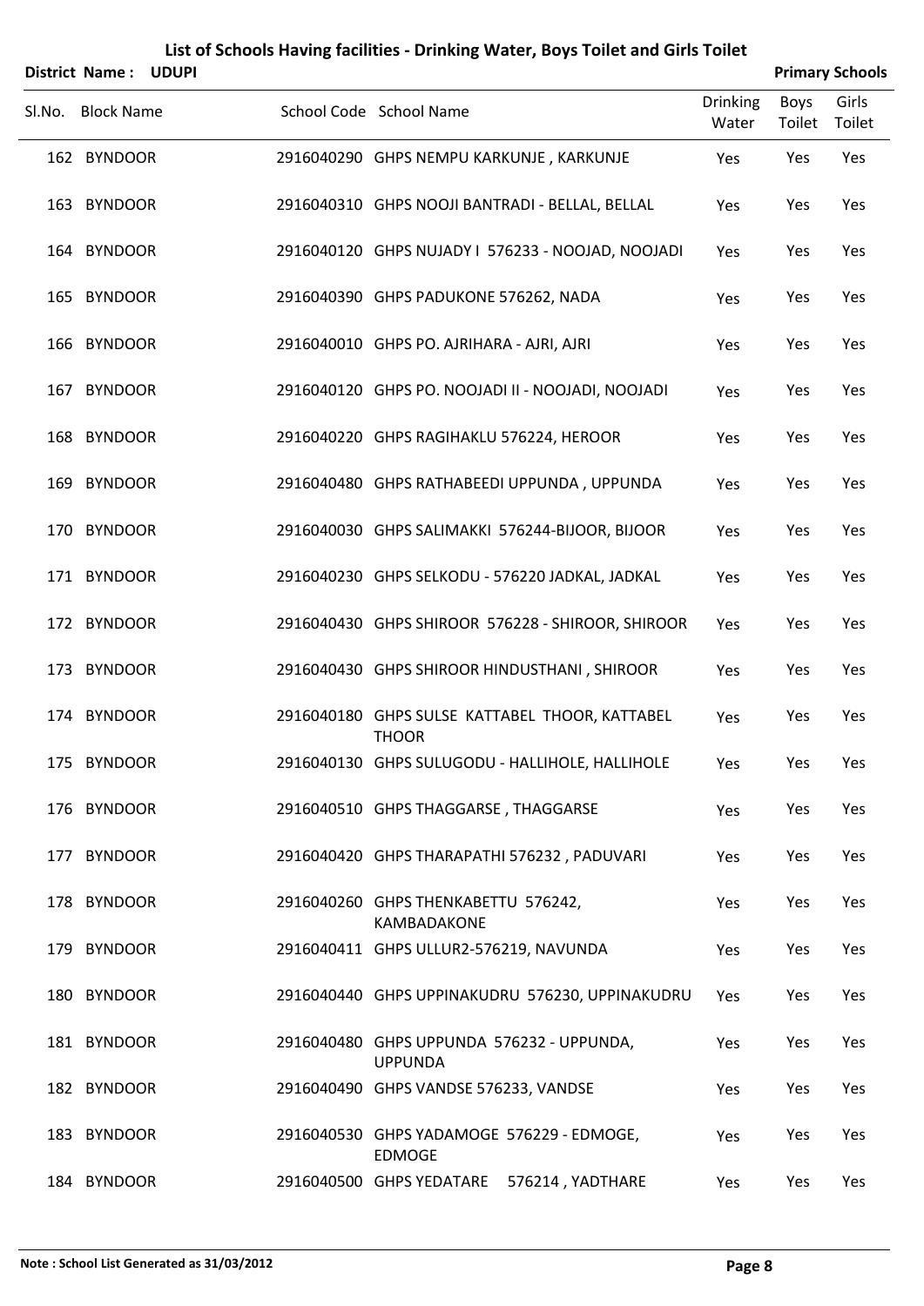# List of Schools Having facilities - Drinking Water, Boys Toilet and Girls Toilet

**District Name : UDUPI** **Primary Schools**

| Sl.No. | Block Name | School Code | School Name | Drinking Water | Boys Toilet | Girls Toilet |
|---|---|---|---|---|---|---|
| 162 | BYNDOOR | 2916040290 | GHPS NEMPU KARKUNJE , KARKUNJE | Yes | Yes | Yes |
| 163 | BYNDOOR | 2916040310 | GHPS NOOJI BANTRADI - BELLAL, BELLAL | Yes | Yes | Yes |
| 164 | BYNDOOR | 2916040120 | GHPS NUJADY I 576233 - NOOJAD, NOOJADI | Yes | Yes | Yes |
| 165 | BYNDOOR | 2916040390 | GHPS PADUKONE 576262, NADA | Yes | Yes | Yes |
| 166 | BYNDOOR | 2916040010 | GHPS PO. AJRIHARA - AJRI, AJRI | Yes | Yes | Yes |
| 167 | BYNDOOR | 2916040120 | GHPS PO. NOOJADI II - NOOJADI, NOOJADI | Yes | Yes | Yes |
| 168 | BYNDOOR | 2916040220 | GHPS RAGIHAKLU 576224, HEROOR | Yes | Yes | Yes |
| 169 | BYNDOOR | 2916040480 | GHPS RATHABEEDI UPPUNDA , UPPUNDA | Yes | Yes | Yes |
| 170 | BYNDOOR | 2916040030 | GHPS SALIMAKKI 576244-BIJOOR, BIJOOR | Yes | Yes | Yes |
| 171 | BYNDOOR | 2916040230 | GHPS SELKODU - 576220 JADKAL, JADKAL | Yes | Yes | Yes |
| 172 | BYNDOOR | 2916040430 | GHPS SHIROOR 576228 - SHIROOR, SHIROOR | Yes | Yes | Yes |
| 173 | BYNDOOR | 2916040430 | GHPS SHIROOR HINDUSTHANI , SHIROOR | Yes | Yes | Yes |
| 174 | BYNDOOR | 2916040180 | GHPS SULSE KATTABEL THOOR, KATTABEL THOOR | Yes | Yes | Yes |
| 175 | BYNDOOR | 2916040130 | GHPS SULUGODU - HALLIHOLE, HALLIHOLE | Yes | Yes | Yes |
| 176 | BYNDOOR | 2916040510 | GHPS THAGGARSE , THAGGARSE | Yes | Yes | Yes |
| 177 | BYNDOOR | 2916040420 | GHPS THARAPATHI 576232 , PADUVARI | Yes | Yes | Yes |
| 178 | BYNDOOR | 2916040260 | GHPS THENKABETTU 576242, KAMBADAKONE | Yes | Yes | Yes |
| 179 | BYNDOOR | 2916040411 | GHPS ULLUR2-576219, NAVUNDA | Yes | Yes | Yes |
| 180 | BYNDOOR | 2916040440 | GHPS UPPINAKUDRU 576230, UPPINAKUDRU | Yes | Yes | Yes |
| 181 | BYNDOOR | 2916040480 | GHPS UPPUNDA 576232 - UPPUNDA, UPPUNDA | Yes | Yes | Yes |
| 182 | BYNDOOR | 2916040490 | GHPS VANDSE 576233, VANDSE | Yes | Yes | Yes |
| 183 | BYNDOOR | 2916040530 | GHPS YADAMOGE 576229 - EDMOGE, EDMOGE | Yes | Yes | Yes |
| 184 | BYNDOOR | 2916040500 | GHPS YEDATARE 576214 , YADTHARE | Yes | Yes | Yes |

**Note : School List Generated as 31/03/2012**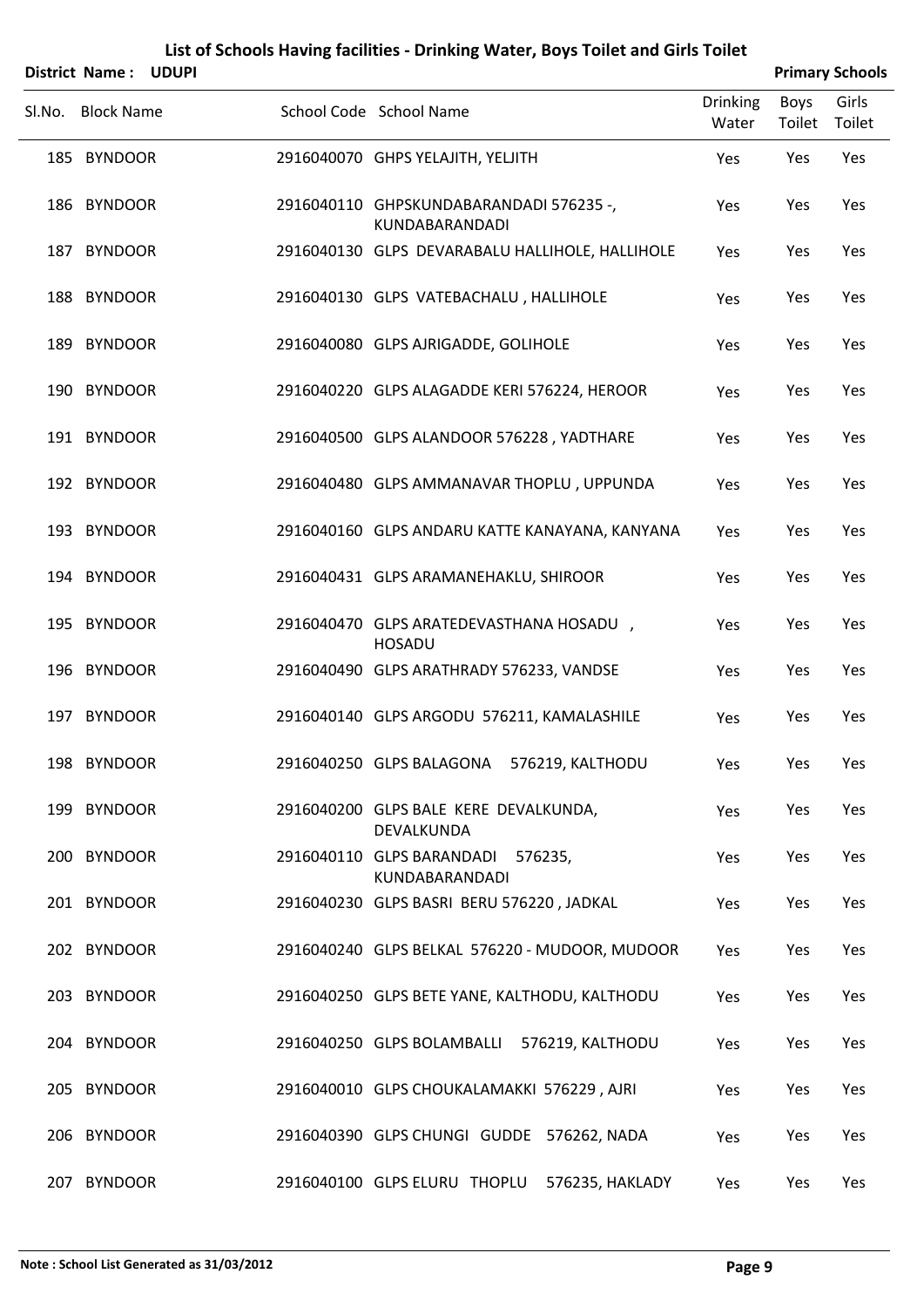# List of Schools Having facilities - Drinking Water, Boys Toilet and Girls Toilet

**District Name : UDUPI** | **Primary Schools**

| Sl.No. | Block Name | School Code | School Name | Drinking Water | Boys Toilet | Girls Toilet |
|---|---|---|---|---|---|---|
| 185 | BYNDOOR | 2916040070 | GHPS YELAJITH, YELJITH | Yes | Yes | Yes |
| 186 | BYNDOOR | 2916040110 | GHPSKUNDABARANDADI 576235 -, KUNDABARANDADI | Yes | Yes | Yes |
| 187 | BYNDOOR | 2916040130 | GLPS DEVARABALU HALLIHOLE, HALLIHOLE | Yes | Yes | Yes |
| 188 | BYNDOOR | 2916040130 | GLPS VATEBACHALU , HALLIHOLE | Yes | Yes | Yes |
| 189 | BYNDOOR | 2916040080 | GLPS AJRIGADDE, GOLIHOLE | Yes | Yes | Yes |
| 190 | BYNDOOR | 2916040220 | GLPS ALAGADDE KERI 576224, HEROOR | Yes | Yes | Yes |
| 191 | BYNDOOR | 2916040500 | GLPS ALANDOOR 576228 , YADTHARE | Yes | Yes | Yes |
| 192 | BYNDOOR | 2916040480 | GLPS AMMANAVAR THOPLU , UPPUNDA | Yes | Yes | Yes |
| 193 | BYNDOOR | 2916040160 | GLPS ANDARU KATTE KANAYANA, KANYANA | Yes | Yes | Yes |
| 194 | BYNDOOR | 2916040431 | GLPS ARAMANEHAKLU, SHIROOR | Yes | Yes | Yes |
| 195 | BYNDOOR | 2916040470 | GLPS ARATEDEVASTHANA HOSADU , HOSADU | Yes | Yes | Yes |
| 196 | BYNDOOR | 2916040490 | GLPS ARATHRADY 576233, VANDSE | Yes | Yes | Yes |
| 197 | BYNDOOR | 2916040140 | GLPS ARGODU 576211, KAMALASHILE | Yes | Yes | Yes |
| 198 | BYNDOOR | 2916040250 | GLPS BALAGONA 576219, KALTHODU | Yes | Yes | Yes |
| 199 | BYNDOOR | 2916040200 | GLPS BALE KERE DEVALKUNDA, DEVALKUNDA | Yes | Yes | Yes |
| 200 | BYNDOOR | 2916040110 | GLPS BARANDADI 576235, KUNDABARANDADI | Yes | Yes | Yes |
| 201 | BYNDOOR | 2916040230 | GLPS BASRI BERU 576220 , JADKAL | Yes | Yes | Yes |
| 202 | BYNDOOR | 2916040240 | GLPS BELKAL 576220 - MUDOOR, MUDOOR | Yes | Yes | Yes |
| 203 | BYNDOOR | 2916040250 | GLPS BETE YANE, KALTHODU, KALTHODU | Yes | Yes | Yes |
| 204 | BYNDOOR | 2916040250 | GLPS BOLAMBALLI 576219, KALTHODU | Yes | Yes | Yes |
| 205 | BYNDOOR | 2916040010 | GLPS CHOUKALAMAKKI 576229 , AJRI | Yes | Yes | Yes |
| 206 | BYNDOOR | 2916040390 | GLPS CHUNGI GUDDE 576262, NADA | Yes | Yes | Yes |
| 207 | BYNDOOR | 2916040100 | GLPS ELURU THOPLU 576235, HAKLADY | Yes | Yes | Yes |

**Note : School List Generated as 31/03/2012**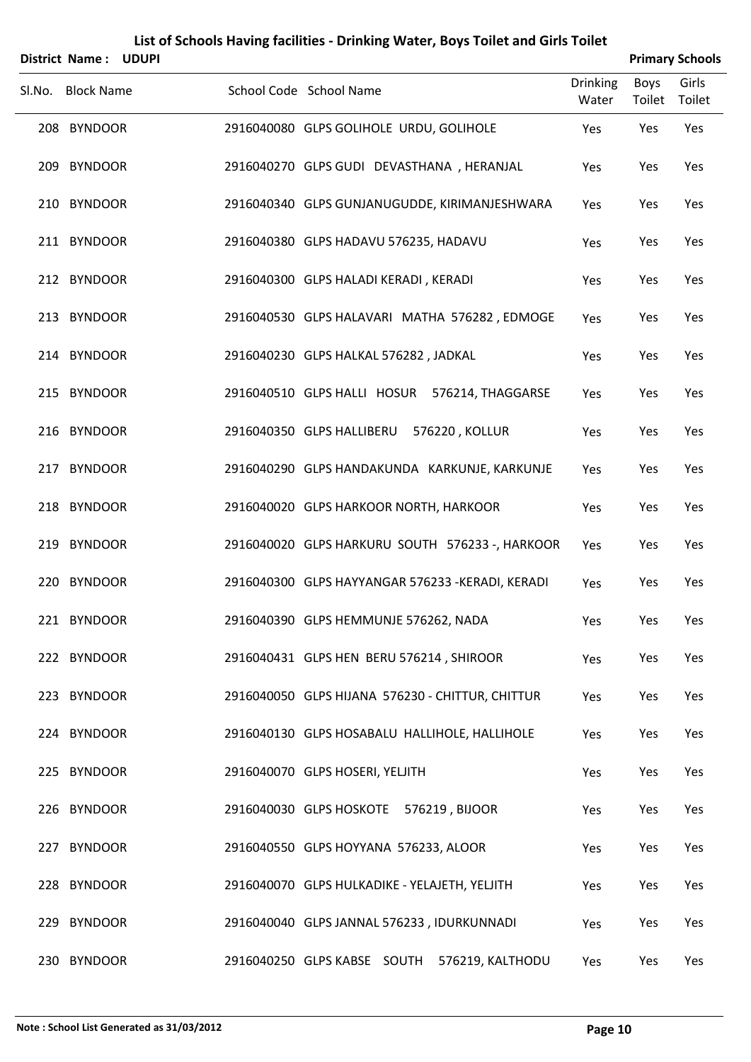# List of Schools Having facilities - Drinking Water, Boys Toilet and Girls Toilet

**District Name : UDUPI** **Primary Schools**

| Sl.No. | Block Name | School Code | School Name | Drinking Water | Boys Toilet | Girls Toilet |
|---|---|---|---|---|---|---|
| 208 | BYNDOOR | 2916040080 | GLPS GOLIHOLE URDU, GOLIHOLE | Yes | Yes | Yes |
| 209 | BYNDOOR | 2916040270 | GLPS GUDI DEVASTHANA , HERANJAL | Yes | Yes | Yes |
| 210 | BYNDOOR | 2916040340 | GLPS GUNJANUGUDDE, KIRIMANJESHWARA | Yes | Yes | Yes |
| 211 | BYNDOOR | 2916040380 | GLPS HADAVU 576235, HADAVU | Yes | Yes | Yes |
| 212 | BYNDOOR | 2916040300 | GLPS HALADI KERADI , KERADI | Yes | Yes | Yes |
| 213 | BYNDOOR | 2916040530 | GLPS HALAVARI MATHA 576282 , EDMOGE | Yes | Yes | Yes |
| 214 | BYNDOOR | 2916040230 | GLPS HALKAL 576282 , JADKAL | Yes | Yes | Yes |
| 215 | BYNDOOR | 2916040510 | GLPS HALLI HOSUR 576214, THAGGARSE | Yes | Yes | Yes |
| 216 | BYNDOOR | 2916040350 | GLPS HALLIBERU 576220 , KOLLUR | Yes | Yes | Yes |
| 217 | BYNDOOR | 2916040290 | GLPS HANDAKUNDA KARKUNJE, KARKUNJE | Yes | Yes | Yes |
| 218 | BYNDOOR | 2916040020 | GLPS HARKOOR NORTH, HARKOOR | Yes | Yes | Yes |
| 219 | BYNDOOR | 2916040020 | GLPS HARKURU SOUTH 576233 -, HARKOOR | Yes | Yes | Yes |
| 220 | BYNDOOR | 2916040300 | GLPS HAYYANGAR 576233 -KERADI, KERADI | Yes | Yes | Yes |
| 221 | BYNDOOR | 2916040390 | GLPS HEMMUNJE 576262, NADA | Yes | Yes | Yes |
| 222 | BYNDOOR | 2916040431 | GLPS HEN BERU 576214 , SHIROOR | Yes | Yes | Yes |
| 223 | BYNDOOR | 2916040050 | GLPS HIJANA 576230 - CHITTUR, CHITTUR | Yes | Yes | Yes |
| 224 | BYNDOOR | 2916040130 | GLPS HOSABALU HALLIHOLE, HALLIHOLE | Yes | Yes | Yes |
| 225 | BYNDOOR | 2916040070 | GLPS HOSERI, YELJITH | Yes | Yes | Yes |
| 226 | BYNDOOR | 2916040030 | GLPS HOSKOTE 576219 , BIJOOR | Yes | Yes | Yes |
| 227 | BYNDOOR | 2916040550 | GLPS HOYYANA 576233, ALOOR | Yes | Yes | Yes |
| 228 | BYNDOOR | 2916040070 | GLPS HULKADIKE - YELAJETH, YELJITH | Yes | Yes | Yes |
| 229 | BYNDOOR | 2916040040 | GLPS JANNAL 576233 , IDURKUNNADI | Yes | Yes | Yes |
| 230 | BYNDOOR | 2916040250 | GLPS KABSE SOUTH 576219, KALTHODU | Yes | Yes | Yes |

**Note : School List Generated as 31/03/2012**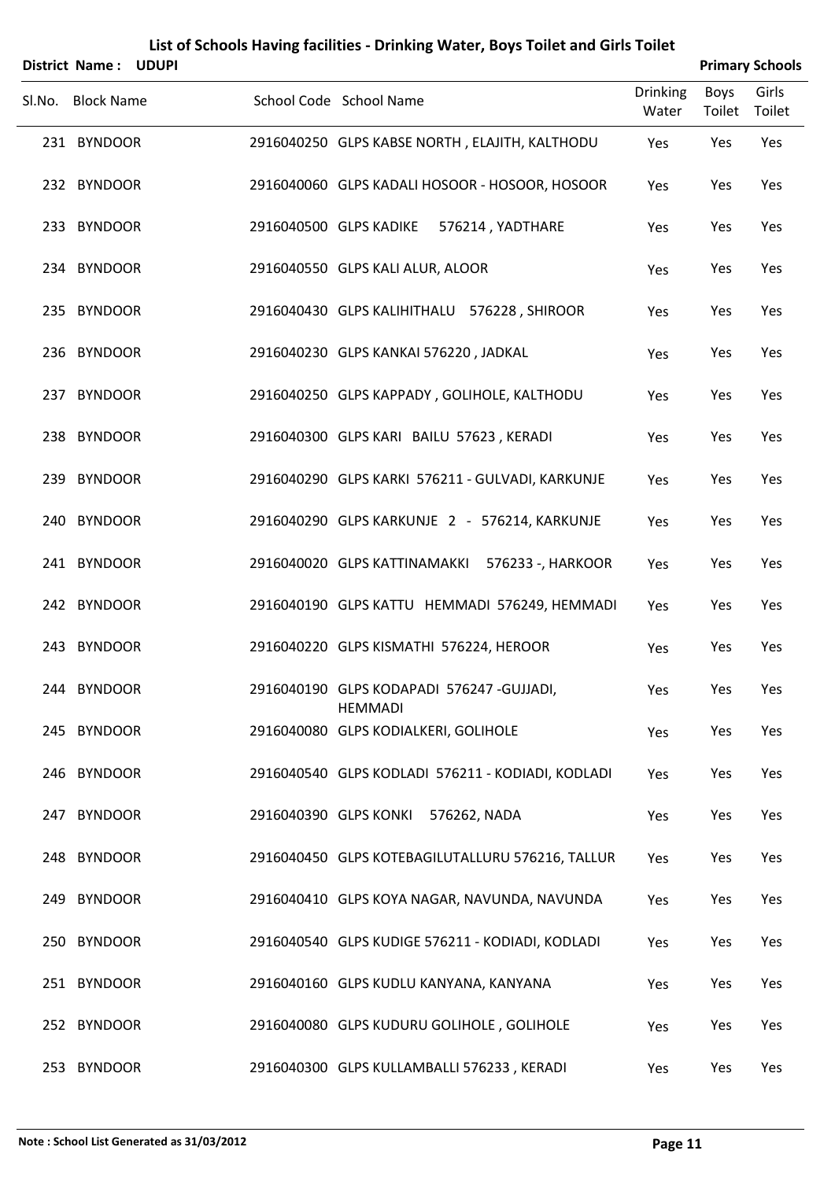# List of Schools Having facilities - Drinking Water, Boys Toilet and Girls Toilet

**District Name : UDUPI** **Primary Schools**

| Sl.No. | Block Name | School Code | School Name | Drinking Water | Boys Toilet | Girls Toilet |
|---|---|---|---|---|---|---|
| 231 | BYNDOOR | 2916040250 | GLPS KABSE NORTH , ELAJITH, KALTHODU | Yes | Yes | Yes |
| 232 | BYNDOOR | 2916040060 | GLPS KADALI HOSOOR - HOSOOR, HOSOOR | Yes | Yes | Yes |
| 233 | BYNDOOR | 2916040500 | GLPS KADIKE 576214 , YADTHARE | Yes | Yes | Yes |
| 234 | BYNDOOR | 2916040550 | GLPS KALI ALUR, ALOOR | Yes | Yes | Yes |
| 235 | BYNDOOR | 2916040430 | GLPS KALIHITHALU 576228 , SHIROOR | Yes | Yes | Yes |
| 236 | BYNDOOR | 2916040230 | GLPS KANKAI 576220 , JADKAL | Yes | Yes | Yes |
| 237 | BYNDOOR | 2916040250 | GLPS KAPPADY , GOLIHOLE, KALTHODU | Yes | Yes | Yes |
| 238 | BYNDOOR | 2916040300 | GLPS KARI BAILU 57623 , KERADI | Yes | Yes | Yes |
| 239 | BYNDOOR | 2916040290 | GLPS KARKI 576211 - GULVADI, KARKUNJE | Yes | Yes | Yes |
| 240 | BYNDOOR | 2916040290 | GLPS KARKUNJE 2 - 576214, KARKUNJE | Yes | Yes | Yes |
| 241 | BYNDOOR | 2916040020 | GLPS KATTINAMAKKI 576233 -, HARKOOR | Yes | Yes | Yes |
| 242 | BYNDOOR | 2916040190 | GLPS KATTU HEMMADI 576249, HEMMADI | Yes | Yes | Yes |
| 243 | BYNDOOR | 2916040220 | GLPS KISMATHI 576224, HEROOR | Yes | Yes | Yes |
| 244 | BYNDOOR | 2916040190 | GLPS KODAPADI 576247 -GUJJADI, HEMMADI | Yes | Yes | Yes |
| 245 | BYNDOOR | 2916040080 | GLPS KODIALKERI, GOLIHOLE | Yes | Yes | Yes |
| 246 | BYNDOOR | 2916040540 | GLPS KODLADI 576211 - KODIADI, KODLADI | Yes | Yes | Yes |
| 247 | BYNDOOR | 2916040390 | GLPS KONKI 576262, NADA | Yes | Yes | Yes |
| 248 | BYNDOOR | 2916040450 | GLPS KOTEBAGILUTALLURU 576216, TALLUR | Yes | Yes | Yes |
| 249 | BYNDOOR | 2916040410 | GLPS KOYA NAGAR, NAVUNDA, NAVUNDA | Yes | Yes | Yes |
| 250 | BYNDOOR | 2916040540 | GLPS KUDIGE 576211 - KODIADI, KODLADI | Yes | Yes | Yes |
| 251 | BYNDOOR | 2916040160 | GLPS KUDLU KANYANA, KANYANA | Yes | Yes | Yes |
| 252 | BYNDOOR | 2916040080 | GLPS KUDURU GOLIHOLE , GOLIHOLE | Yes | Yes | Yes |
| 253 | BYNDOOR | 2916040300 | GLPS KULLAMBALLI 576233 , KERADI | Yes | Yes | Yes |

**Note : School List Generated as 31/03/2012**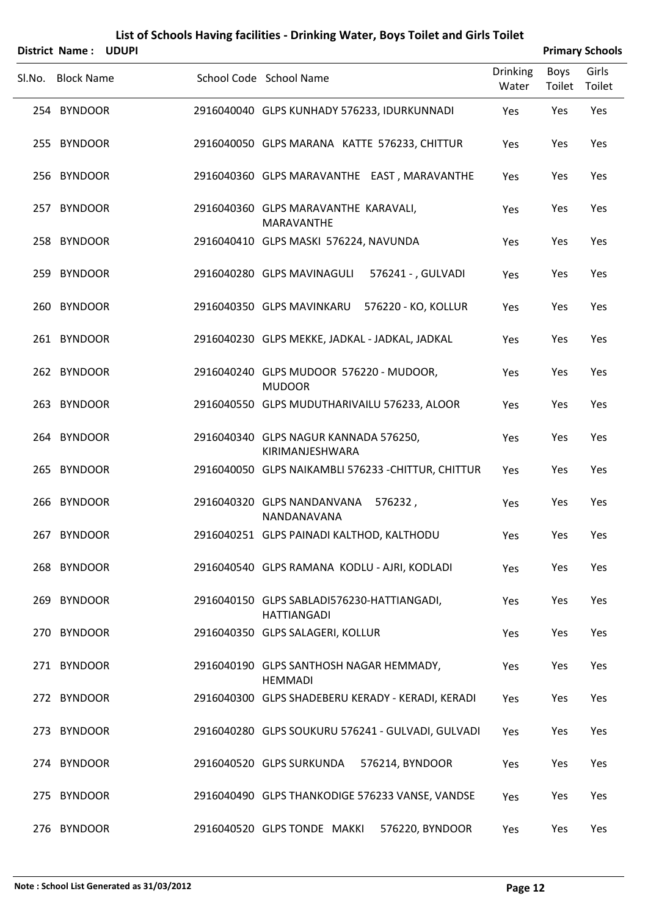# List of Schools Having facilities - Drinking Water, Boys Toilet and Girls Toilet

**District Name : UDUPI** **Primary Schools**

| Sl.No. | Block Name | School Code | School Name | Drinking Water | Boys Toilet | Girls Toilet |
|---|---|---|---|---|---|---|
| 254 | BYNDOOR | 2916040040 | GLPS KUNHADY 576233, IDURKUNNADI | Yes | Yes | Yes |
| 255 | BYNDOOR | 2916040050 | GLPS MARANA KATTE 576233, CHITTUR | Yes | Yes | Yes |
| 256 | BYNDOOR | 2916040360 | GLPS MARAVANTHE EAST , MARAVANTHE | Yes | Yes | Yes |
| 257 | BYNDOOR | 2916040360 | GLPS MARAVANTHE KARAVALI, MARAVANTHE | Yes | Yes | Yes |
| 258 | BYNDOOR | 2916040410 | GLPS MASKI 576224, NAVUNDA | Yes | Yes | Yes |
| 259 | BYNDOOR | 2916040280 | GLPS MAVINAGULI 576241 - , GULVADI | Yes | Yes | Yes |
| 260 | BYNDOOR | 2916040350 | GLPS MAVINKARU 576220 - KO, KOLLUR | Yes | Yes | Yes |
| 261 | BYNDOOR | 2916040230 | GLPS MEKKE, JADKAL - JADKAL, JADKAL | Yes | Yes | Yes |
| 262 | BYNDOOR | 2916040240 | GLPS MUDOOR 576220 - MUDOOR, MUDOOR | Yes | Yes | Yes |
| 263 | BYNDOOR | 2916040550 | GLPS MUDUTHARIVAILU 576233, ALOOR | Yes | Yes | Yes |
| 264 | BYNDOOR | 2916040340 | GLPS NAGUR KANNADA 576250, KIRIMANJESHWARA | Yes | Yes | Yes |
| 265 | BYNDOOR | 2916040050 | GLPS NAIKAMBLI 576233 -CHITTUR, CHITTUR | Yes | Yes | Yes |
| 266 | BYNDOOR | 2916040320 | GLPS NANDANVANA 576232 , NANDANAVANA | Yes | Yes | Yes |
| 267 | BYNDOOR | 2916040251 | GLPS PAINADI KALTHOD, KALTHODU | Yes | Yes | Yes |
| 268 | BYNDOOR | 2916040540 | GLPS RAMANA KODLU - AJRI, KODLADI | Yes | Yes | Yes |
| 269 | BYNDOOR | 2916040150 | GLPS SABLADI576230-HATTIANGADI, HATTIANGADI | Yes | Yes | Yes |
| 270 | BYNDOOR | 2916040350 | GLPS SALAGERI, KOLLUR | Yes | Yes | Yes |
| 271 | BYNDOOR | 2916040190 | GLPS SANTHOSH NAGAR HEMMADY, HEMMADI | Yes | Yes | Yes |
| 272 | BYNDOOR | 2916040300 | GLPS SHADEBERU KERADY - KERADI, KERADI | Yes | Yes | Yes |
| 273 | BYNDOOR | 2916040280 | GLPS SOUKURU 576241 - GULVADI, GULVADI | Yes | Yes | Yes |
| 274 | BYNDOOR | 2916040520 | GLPS SURKUNDA 576214, BYNDOOR | Yes | Yes | Yes |
| 275 | BYNDOOR | 2916040490 | GLPS THANKODIGE 576233 VANSE, VANDSE | Yes | Yes | Yes |
| 276 | BYNDOOR | 2916040520 | GLPS TONDE MAKKI 576220, BYNDOOR | Yes | Yes | Yes |

**Note : School List Generated as 31/03/2012**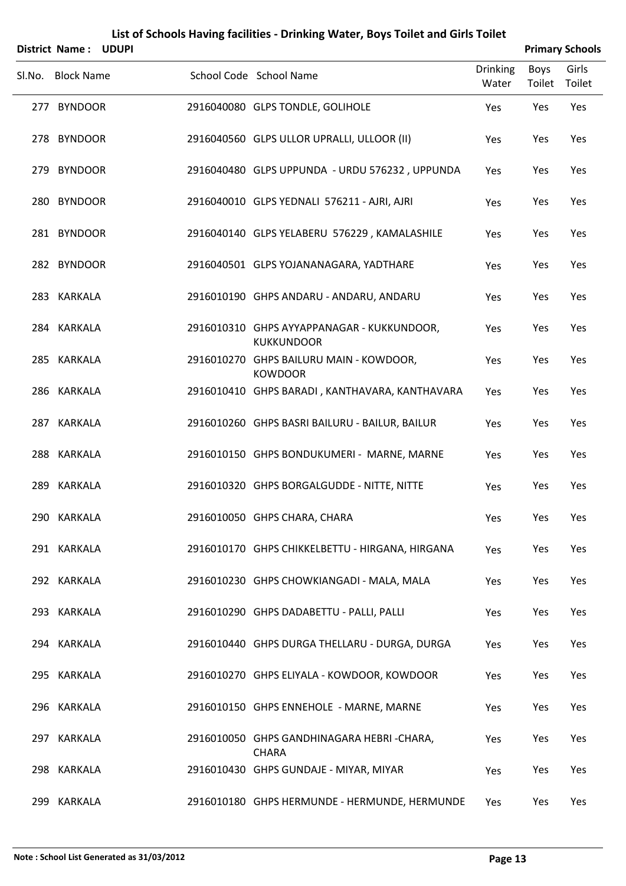# List of Schools Having facilities - Drinking Water, Boys Toilet and Girls Toilet

**District Name : UDUPI** **Primary Schools**

| Sl.No. | Block Name | School Code | School Name | Drinking Water | Boys Toilet | Girls Toilet |
|---|---|---|---|---|---|---|
| 277 | BYNDOOR | 2916040080 | GLPS TONDLE, GOLIHOLE | Yes | Yes | Yes |
| 278 | BYNDOOR | 2916040560 | GLPS ULLOR UPRALLI, ULLOOR (II) | Yes | Yes | Yes |
| 279 | BYNDOOR | 2916040480 | GLPS UPPUNDA - URDU 576232 , UPPUNDA | Yes | Yes | Yes |
| 280 | BYNDOOR | 2916040010 | GLPS YEDNALI 576211 - AJRI, AJRI | Yes | Yes | Yes |
| 281 | BYNDOOR | 2916040140 | GLPS YELABERU 576229 , KAMALASHILE | Yes | Yes | Yes |
| 282 | BYNDOOR | 2916040501 | GLPS YOJANANAGARA, YADTHARE | Yes | Yes | Yes |
| 283 | KARKALA | 2916010190 | GHPS ANDARU - ANDARU, ANDARU | Yes | Yes | Yes |
| 284 | KARKALA | 2916010310 | GHPS AYYAPPANAGAR - KUKKUNDOOR, KUKKUNDOOR | Yes | Yes | Yes |
| 285 | KARKALA | 2916010270 | GHPS BAILURU MAIN - KOWDOOR, KOWDOOR | Yes | Yes | Yes |
| 286 | KARKALA | 2916010410 | GHPS BARADI , KANTHAVARA, KANTHAVARA | Yes | Yes | Yes |
| 287 | KARKALA | 2916010260 | GHPS BASRI BAILURU - BAILUR, BAILUR | Yes | Yes | Yes |
| 288 | KARKALA | 2916010150 | GHPS BONDUKUMERI - MARNE, MARNE | Yes | Yes | Yes |
| 289 | KARKALA | 2916010320 | GHPS BORGALGUDDE - NITTE, NITTE | Yes | Yes | Yes |
| 290 | KARKALA | 2916010050 | GHPS CHARA, CHARA | Yes | Yes | Yes |
| 291 | KARKALA | 2916010170 | GHPS CHIKKELBETTU - HIRGANA, HIRGANA | Yes | Yes | Yes |
| 292 | KARKALA | 2916010230 | GHPS CHOWKIANGADI - MALA, MALA | Yes | Yes | Yes |
| 293 | KARKALA | 2916010290 | GHPS DADABETTU - PALLI, PALLI | Yes | Yes | Yes |
| 294 | KARKALA | 2916010440 | GHPS DURGA THELLARU - DURGA, DURGA | Yes | Yes | Yes |
| 295 | KARKALA | 2916010270 | GHPS ELIYALA - KOWDOOR, KOWDOOR | Yes | Yes | Yes |
| 296 | KARKALA | 2916010150 | GHPS ENNEHOLE - MARNE, MARNE | Yes | Yes | Yes |
| 297 | KARKALA | 2916010050 | GHPS GANDHINAGARA HEBRI -CHARA, CHARA | Yes | Yes | Yes |
| 298 | KARKALA | 2916010430 | GHPS GUNDAJE - MIYAR, MIYAR | Yes | Yes | Yes |
| 299 | KARKALA | 2916010180 | GHPS HERMUNDE - HERMUNDE, HERMUNDE | Yes | Yes | Yes |

**Note : School List Generated as 31/03/2012**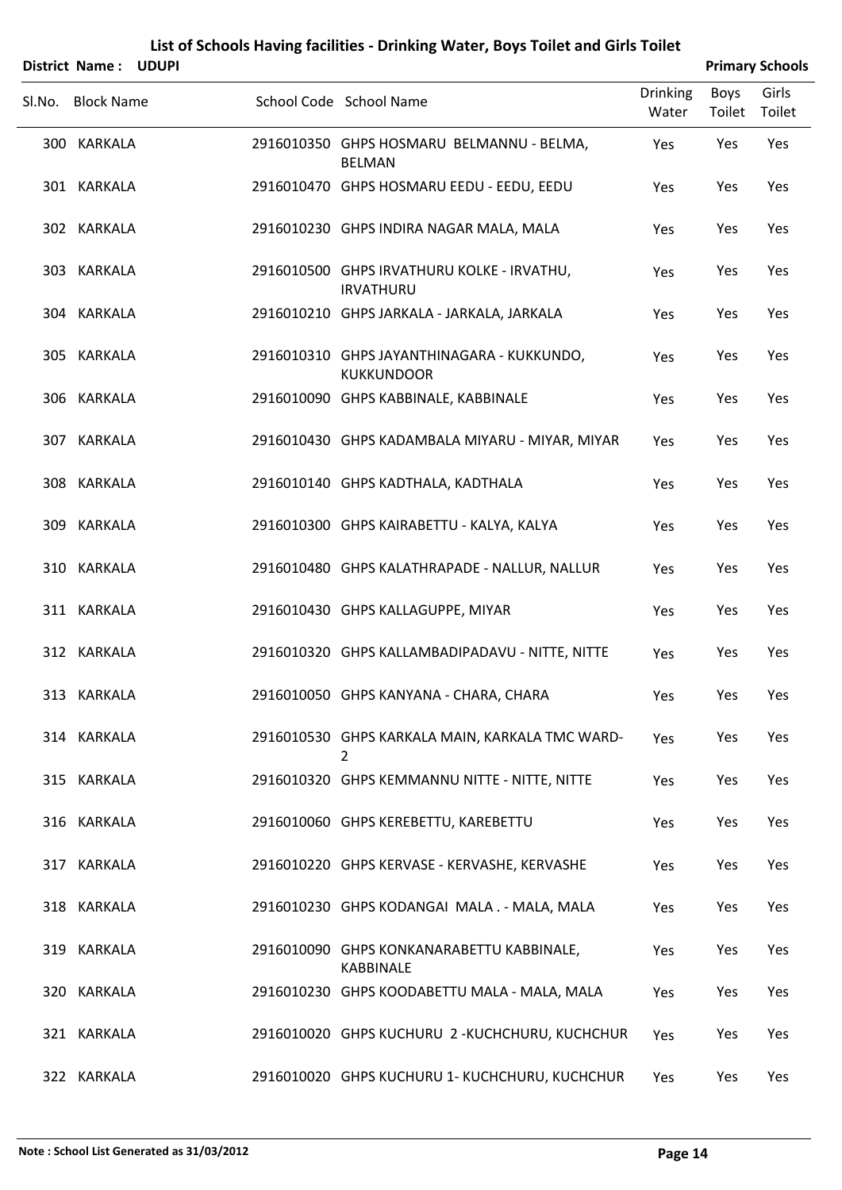# List of Schools Having facilities - Drinking Water, Boys Toilet and Girls Toilet

**District Name : UDUPI** — **Primary Schools**

| Sl.No. | Block Name | School Code | School Name | Drinking Water | Boys Toilet | Girls Toilet |
|---|---|---|---|---|---|---|
| 300 | KARKALA | 2916010350 | GHPS HOSMARU BELMANNU - BELMA, BELMAN | Yes | Yes | Yes |
| 301 | KARKALA | 2916010470 | GHPS HOSMARU EEDU - EEDU, EEDU | Yes | Yes | Yes |
| 302 | KARKALA | 2916010230 | GHPS INDIRA NAGAR MALA, MALA | Yes | Yes | Yes |
| 303 | KARKALA | 2916010500 | GHPS IRVATHURU KOLKE - IRVATHU, IRVATHURU | Yes | Yes | Yes |
| 304 | KARKALA | 2916010210 | GHPS JARKALA - JARKALA, JARKALA | Yes | Yes | Yes |
| 305 | KARKALA | 2916010310 | GHPS JAYANTHINAGARA - KUKKUNDO, KUKKUNDOOR | Yes | Yes | Yes |
| 306 | KARKALA | 2916010090 | GHPS KABBINALE, KABBINALE | Yes | Yes | Yes |
| 307 | KARKALA | 2916010430 | GHPS KADAMBALA MIYARU - MIYAR, MIYAR | Yes | Yes | Yes |
| 308 | KARKALA | 2916010140 | GHPS KADTHALA, KADTHALA | Yes | Yes | Yes |
| 309 | KARKALA | 2916010300 | GHPS KAIRABETTU - KALYA, KALYA | Yes | Yes | Yes |
| 310 | KARKALA | 2916010480 | GHPS KALATHRAPADE - NALLUR, NALLUR | Yes | Yes | Yes |
| 311 | KARKALA | 2916010430 | GHPS KALLAGUPPE, MIYAR | Yes | Yes | Yes |
| 312 | KARKALA | 2916010320 | GHPS KALLAMBADIPADAVU - NITTE, NITTE | Yes | Yes | Yes |
| 313 | KARKALA | 2916010050 | GHPS KANYANA - CHARA, CHARA | Yes | Yes | Yes |
| 314 | KARKALA | 2916010530 | GHPS KARKALA MAIN, KARKALA TMC WARD-2 | Yes | Yes | Yes |
| 315 | KARKALA | 2916010320 | GHPS KEMMANNU NITTE - NITTE, NITTE | Yes | Yes | Yes |
| 316 | KARKALA | 2916010060 | GHPS KEREBETTU, KAREBETTU | Yes | Yes | Yes |
| 317 | KARKALA | 2916010220 | GHPS KERVASE - KERVASHE, KERVASHE | Yes | Yes | Yes |
| 318 | KARKALA | 2916010230 | GHPS KODANGAI MALA . - MALA, MALA | Yes | Yes | Yes |
| 319 | KARKALA | 2916010090 | GHPS KONKANARABETTU KABBINALE, KABBINALE | Yes | Yes | Yes |
| 320 | KARKALA | 2916010230 | GHPS KOODABETTU MALA - MALA, MALA | Yes | Yes | Yes |
| 321 | KARKALA | 2916010020 | GHPS KUCHURU 2 -KUCHCHURU, KUCHCHUR | Yes | Yes | Yes |
| 322 | KARKALA | 2916010020 | GHPS KUCHURU 1- KUCHCHURU, KUCHCHUR | Yes | Yes | Yes |

**Note : School List Generated as 31/03/2012**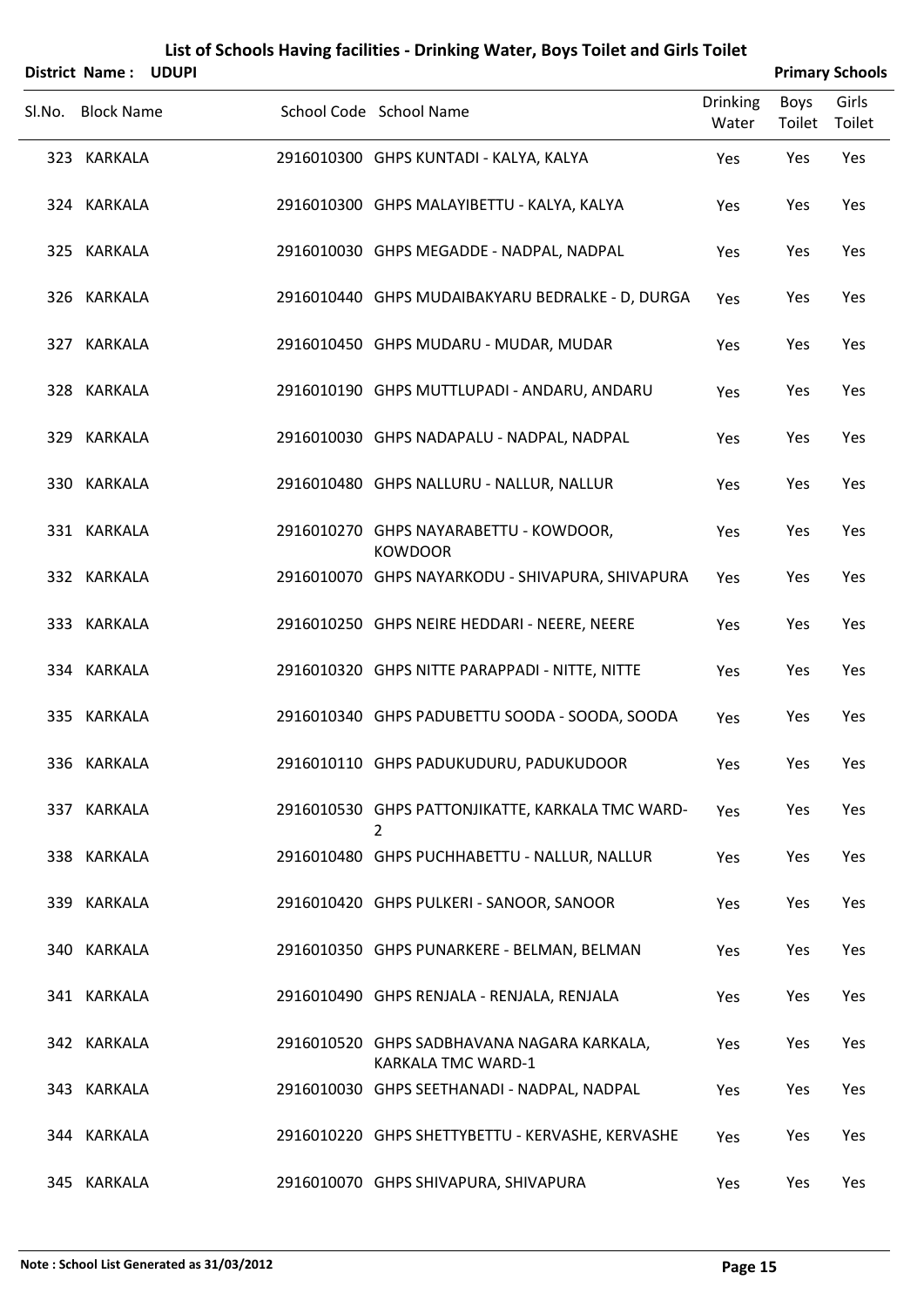# List of Schools Having facilities - Drinking Water, Boys Toilet and Girls Toilet

**District Name : UDUPI** **Primary Schools**

| Sl.No. | Block Name | School Code | School Name | Drinking Water | Boys Toilet | Girls Toilet |
|---|---|---|---|---|---|---|
| 323 | KARKALA | 2916010300 | GHPS KUNTADI - KALYA, KALYA | Yes | Yes | Yes |
| 324 | KARKALA | 2916010300 | GHPS MALAYIBETTU - KALYA, KALYA | Yes | Yes | Yes |
| 325 | KARKALA | 2916010030 | GHPS MEGADDE - NADPAL, NADPAL | Yes | Yes | Yes |
| 326 | KARKALA | 2916010440 | GHPS MUDAIBAKYARU BEDRALKE - D, DURGA | Yes | Yes | Yes |
| 327 | KARKALA | 2916010450 | GHPS MUDARU - MUDAR, MUDAR | Yes | Yes | Yes |
| 328 | KARKALA | 2916010190 | GHPS MUTTLUPADI - ANDARU, ANDARU | Yes | Yes | Yes |
| 329 | KARKALA | 2916010030 | GHPS NADAPALU - NADPAL, NADPAL | Yes | Yes | Yes |
| 330 | KARKALA | 2916010480 | GHPS NALLURU - NALLUR, NALLUR | Yes | Yes | Yes |
| 331 | KARKALA | 2916010270 | GHPS NAYARABETTU - KOWDOOR, KOWDOOR | Yes | Yes | Yes |
| 332 | KARKALA | 2916010070 | GHPS NAYARKODU - SHIVAPURA, SHIVAPURA | Yes | Yes | Yes |
| 333 | KARKALA | 2916010250 | GHPS NEIRE HEDDARI - NEERE, NEERE | Yes | Yes | Yes |
| 334 | KARKALA | 2916010320 | GHPS NITTE PARAPPADI - NITTE, NITTE | Yes | Yes | Yes |
| 335 | KARKALA | 2916010340 | GHPS PADUBETTU SOODA - SOODA, SOODA | Yes | Yes | Yes |
| 336 | KARKALA | 2916010110 | GHPS PADUKUDURU, PADUKUDOOR | Yes | Yes | Yes |
| 337 | KARKALA | 2916010530 | GHPS PATTONJIKATTE, KARKALA TMC WARD-2 | Yes | Yes | Yes |
| 338 | KARKALA | 2916010480 | GHPS PUCHHABETTU - NALLUR, NALLUR | Yes | Yes | Yes |
| 339 | KARKALA | 2916010420 | GHPS PULKERI - SANOOR, SANOOR | Yes | Yes | Yes |
| 340 | KARKALA | 2916010350 | GHPS PUNARKERE - BELMAN, BELMAN | Yes | Yes | Yes |
| 341 | KARKALA | 2916010490 | GHPS RENJALA - RENJALA, RENJALA | Yes | Yes | Yes |
| 342 | KARKALA | 2916010520 | GHPS SADBHAVANA NAGARA KARKALA, KARKALA TMC WARD-1 | Yes | Yes | Yes |
| 343 | KARKALA | 2916010030 | GHPS SEETHANADI - NADPAL, NADPAL | Yes | Yes | Yes |
| 344 | KARKALA | 2916010220 | GHPS SHETTYBETTU - KERVASHE, KERVASHE | Yes | Yes | Yes |
| 345 | KARKALA | 2916010070 | GHPS SHIVAPURA, SHIVAPURA | Yes | Yes | Yes |

**Note : School List Generated as 31/03/2012**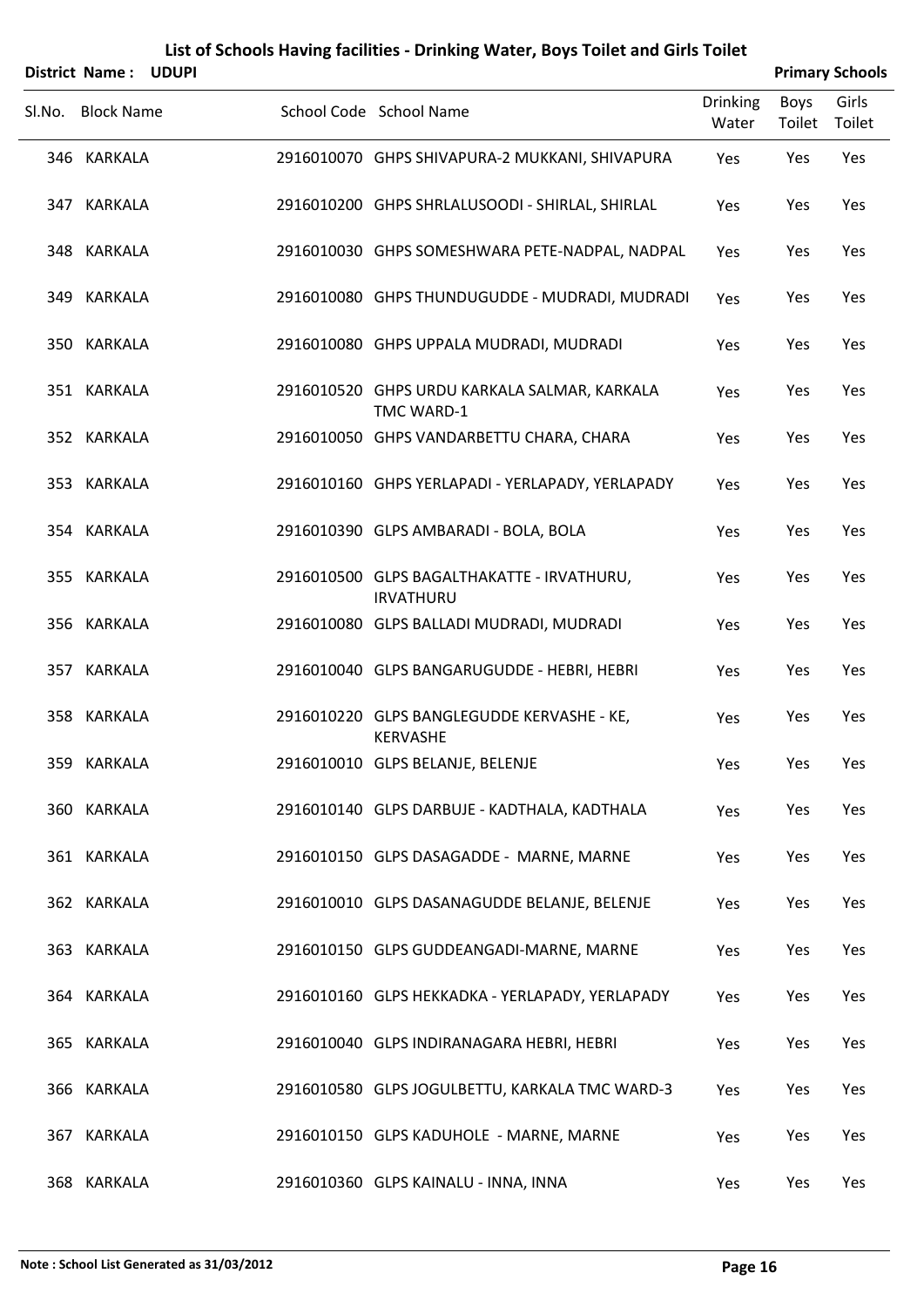# List of Schools Having facilities - Drinking Water, Boys Toilet and Girls Toilet

**District Name : UDUPI** | **Primary Schools**

| Sl.No. | Block Name | School Code | School Name | Drinking Water | Boys Toilet | Girls Toilet |
|---|---|---|---|---|---|---|
| 346 | KARKALA | 2916010070 | GHPS SHIVAPURA-2 MUKKANI, SHIVAPURA | Yes | Yes | Yes |
| 347 | KARKALA | 2916010200 | GHPS SHRLALUSOODI - SHIRLAL, SHIRLAL | Yes | Yes | Yes |
| 348 | KARKALA | 2916010030 | GHPS SOMESHWARA PETE-NADPAL, NADPAL | Yes | Yes | Yes |
| 349 | KARKALA | 2916010080 | GHPS THUNDUGUDDE - MUDRADI, MUDRADI | Yes | Yes | Yes |
| 350 | KARKALA | 2916010080 | GHPS UPPALA MUDRADI, MUDRADI | Yes | Yes | Yes |
| 351 | KARKALA | 2916010520 | GHPS URDU KARKALA SALMAR, KARKALA TMC WARD-1 | Yes | Yes | Yes |
| 352 | KARKALA | 2916010050 | GHPS VANDARBETTU CHARA, CHARA | Yes | Yes | Yes |
| 353 | KARKALA | 2916010160 | GHPS YERLAPADI - YERLAPADY, YERLAPADY | Yes | Yes | Yes |
| 354 | KARKALA | 2916010390 | GLPS AMBARADI - BOLA, BOLA | Yes | Yes | Yes |
| 355 | KARKALA | 2916010500 | GLPS BAGALTHAKATTE - IRVATHURU, IRVATHURU | Yes | Yes | Yes |
| 356 | KARKALA | 2916010080 | GLPS BALLADI MUDRADI, MUDRADI | Yes | Yes | Yes |
| 357 | KARKALA | 2916010040 | GLPS BANGARUGUDDE - HEBRI, HEBRI | Yes | Yes | Yes |
| 358 | KARKALA | 2916010220 | GLPS BANGLEGUDDE KERVASHE - KE, KERVASHE | Yes | Yes | Yes |
| 359 | KARKALA | 2916010010 | GLPS BELANJE, BELENJE | Yes | Yes | Yes |
| 360 | KARKALA | 2916010140 | GLPS DARBUJE - KADTHALA, KADTHALA | Yes | Yes | Yes |
| 361 | KARKALA | 2916010150 | GLPS DASAGADDE - MARNE, MARNE | Yes | Yes | Yes |
| 362 | KARKALA | 2916010010 | GLPS DASANAGUDDE BELANJE, BELENJE | Yes | Yes | Yes |
| 363 | KARKALA | 2916010150 | GLPS GUDDEANGADI-MARNE, MARNE | Yes | Yes | Yes |
| 364 | KARKALA | 2916010160 | GLPS HEKKADKA - YERLAPADY, YERLAPADY | Yes | Yes | Yes |
| 365 | KARKALA | 2916010040 | GLPS INDIRANAGARA HEBRI, HEBRI | Yes | Yes | Yes |
| 366 | KARKALA | 2916010580 | GLPS JOGULBETTU, KARKALA TMC WARD-3 | Yes | Yes | Yes |
| 367 | KARKALA | 2916010150 | GLPS KADUHOLE - MARNE, MARNE | Yes | Yes | Yes |
| 368 | KARKALA | 2916010360 | GLPS KAINALU - INNA, INNA | Yes | Yes | Yes |

**Note : School List Generated as 31/03/2012**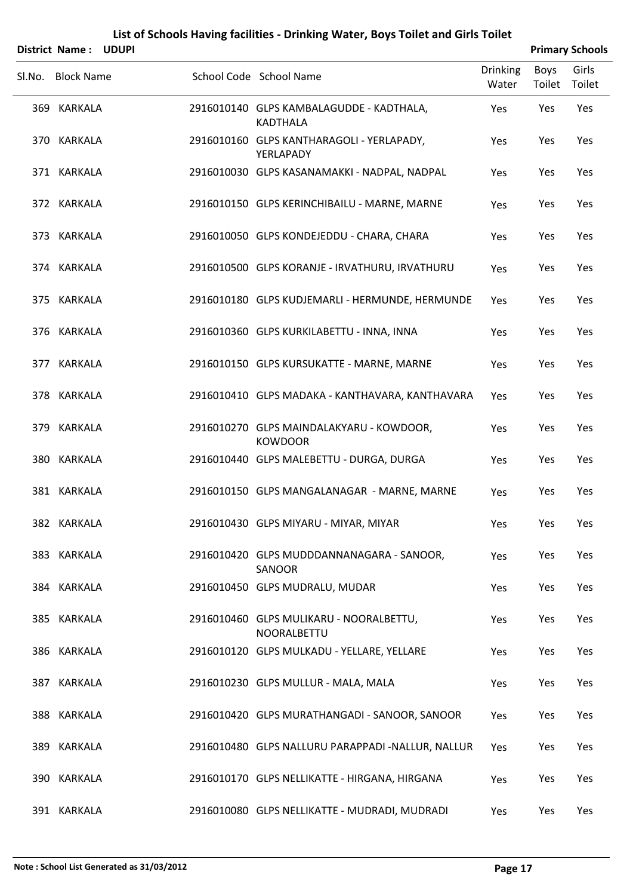# List of Schools Having facilities - Drinking Water, Boys Toilet and Girls Toilet

**District Name : UDUPI** | **Primary Schools**

| Sl.No. | Block Name | School Code | School Name | Drinking Water | Boys Toilet | Girls Toilet |
|---|---|---|---|---|---|---|
| 369 | KARKALA | 2916010140 | GLPS KAMBALAGUDDE - KADTHALA, KADTHALA | Yes | Yes | Yes |
| 370 | KARKALA | 2916010160 | GLPS KANTHARAGOLI - YERLAPADY, YERLAPADY | Yes | Yes | Yes |
| 371 | KARKALA | 2916010030 | GLPS KASANAMAKKI - NADPAL, NADPAL | Yes | Yes | Yes |
| 372 | KARKALA | 2916010150 | GLPS KERINCHIBAILU - MARNE, MARNE | Yes | Yes | Yes |
| 373 | KARKALA | 2916010050 | GLPS KONDEJEDDU - CHARA, CHARA | Yes | Yes | Yes |
| 374 | KARKALA | 2916010500 | GLPS KORANJE - IRVATHURU, IRVATHURU | Yes | Yes | Yes |
| 375 | KARKALA | 2916010180 | GLPS KUDJEMARLI - HERMUNDE, HERMUNDE | Yes | Yes | Yes |
| 376 | KARKALA | 2916010360 | GLPS KURKILABETTU - INNA, INNA | Yes | Yes | Yes |
| 377 | KARKALA | 2916010150 | GLPS KURSUKATTE - MARNE, MARNE | Yes | Yes | Yes |
| 378 | KARKALA | 2916010410 | GLPS MADAKA - KANTHAVARA, KANTHAVARA | Yes | Yes | Yes |
| 379 | KARKALA | 2916010270 | GLPS MAINDALAKYARU - KOWDOOR, KOWDOOR | Yes | Yes | Yes |
| 380 | KARKALA | 2916010440 | GLPS MALEBETTU - DURGA, DURGA | Yes | Yes | Yes |
| 381 | KARKALA | 2916010150 | GLPS MANGALANAGAR - MARNE, MARNE | Yes | Yes | Yes |
| 382 | KARKALA | 2916010430 | GLPS MIYARU - MIYAR, MIYAR | Yes | Yes | Yes |
| 383 | KARKALA | 2916010420 | GLPS MUDDDANNANAGARA - SANOOR, SANOOR | Yes | Yes | Yes |
| 384 | KARKALA | 2916010450 | GLPS MUDRALU, MUDAR | Yes | Yes | Yes |
| 385 | KARKALA | 2916010460 | GLPS MULIKARU - NOORALBETTU, NOORALBETTU | Yes | Yes | Yes |
| 386 | KARKALA | 2916010120 | GLPS MULKADU - YELLARE, YELLARE | Yes | Yes | Yes |
| 387 | KARKALA | 2916010230 | GLPS MULLUR - MALA, MALA | Yes | Yes | Yes |
| 388 | KARKALA | 2916010420 | GLPS MURATHANGADI - SANOOR, SANOOR | Yes | Yes | Yes |
| 389 | KARKALA | 2916010480 | GLPS NALLURU PARAPPADI -NALLUR, NALLUR | Yes | Yes | Yes |
| 390 | KARKALA | 2916010170 | GLPS NELLIKATTE - HIRGANA, HIRGANA | Yes | Yes | Yes |
| 391 | KARKALA | 2916010080 | GLPS NELLIKATTE - MUDRADI, MUDRADI | Yes | Yes | Yes |

**Note : School List Generated as 31/03/2012**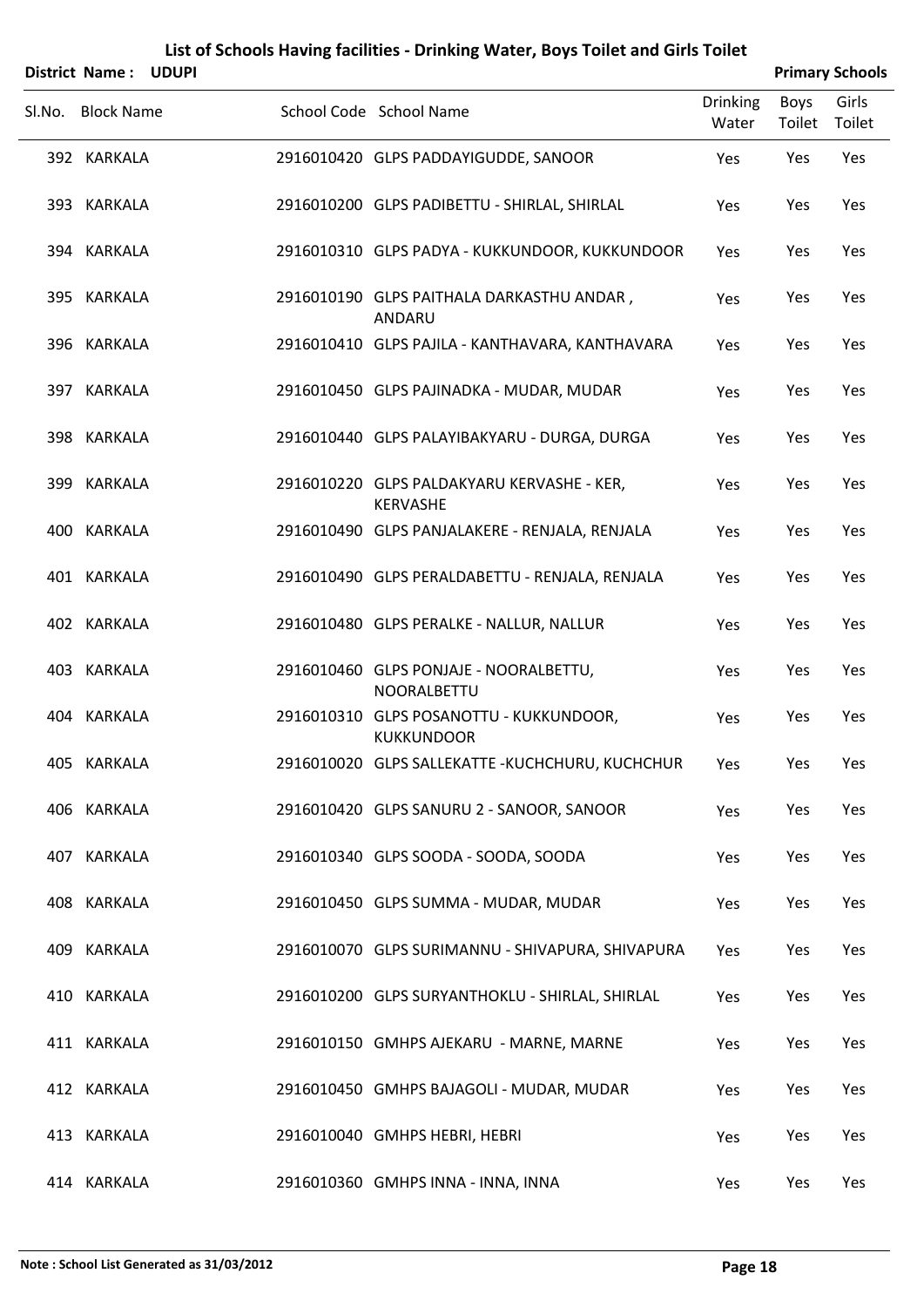# List of Schools Having facilities - Drinking Water, Boys Toilet and Girls Toilet

**District Name : UDUPI** | **Primary Schools**

| Sl.No. | Block Name | School Code | School Name | Drinking Water | Boys Toilet | Girls Toilet |
|---|---|---|---|---|---|---|
| 392 | KARKALA | 2916010420 | GLPS PADDAYIGUDDE, SANOOR | Yes | Yes | Yes |
| 393 | KARKALA | 2916010200 | GLPS PADIBETTU - SHIRLAL, SHIRLAL | Yes | Yes | Yes |
| 394 | KARKALA | 2916010310 | GLPS PADYA - KUKKUNDOOR, KUKKUNDOOR | Yes | Yes | Yes |
| 395 | KARKALA | 2916010190 | GLPS PAITHALA DARKASTHU ANDAR , ANDARU | Yes | Yes | Yes |
| 396 | KARKALA | 2916010410 | GLPS PAJILA - KANTHAVARA, KANTHAVARA | Yes | Yes | Yes |
| 397 | KARKALA | 2916010450 | GLPS PAJINADKA - MUDAR, MUDAR | Yes | Yes | Yes |
| 398 | KARKALA | 2916010440 | GLPS PALAYIBAKYARU - DURGA, DURGA | Yes | Yes | Yes |
| 399 | KARKALA | 2916010220 | GLPS PALDAKYARU KERVASHE - KER, KERVASHE | Yes | Yes | Yes |
| 400 | KARKALA | 2916010490 | GLPS PANJALAKERE - RENJALA, RENJALA | Yes | Yes | Yes |
| 401 | KARKALA | 2916010490 | GLPS PERALDABETTU - RENJALA, RENJALA | Yes | Yes | Yes |
| 402 | KARKALA | 2916010480 | GLPS PERALKE - NALLUR, NALLUR | Yes | Yes | Yes |
| 403 | KARKALA | 2916010460 | GLPS PONJAJE - NOORALBETTU, NOORALBETTU | Yes | Yes | Yes |
| 404 | KARKALA | 2916010310 | GLPS POSANOTTU - KUKKUNDOOR, KUKKUNDOOR | Yes | Yes | Yes |
| 405 | KARKALA | 2916010020 | GLPS SALLEKATTE -KUCHCHURU, KUCHCHUR | Yes | Yes | Yes |
| 406 | KARKALA | 2916010420 | GLPS SANURU 2 - SANOOR, SANOOR | Yes | Yes | Yes |
| 407 | KARKALA | 2916010340 | GLPS SOODA - SOODA, SOODA | Yes | Yes | Yes |
| 408 | KARKALA | 2916010450 | GLPS SUMMA - MUDAR, MUDAR | Yes | Yes | Yes |
| 409 | KARKALA | 2916010070 | GLPS SURIMANNU - SHIVAPURA, SHIVAPURA | Yes | Yes | Yes |
| 410 | KARKALA | 2916010200 | GLPS SURYANTHOKLU - SHIRLAL, SHIRLAL | Yes | Yes | Yes |
| 411 | KARKALA | 2916010150 | GMHPS AJEKARU - MARNE, MARNE | Yes | Yes | Yes |
| 412 | KARKALA | 2916010450 | GMHPS BAJAGOLI - MUDAR, MUDAR | Yes | Yes | Yes |
| 413 | KARKALA | 2916010040 | GMHPS HEBRI, HEBRI | Yes | Yes | Yes |
| 414 | KARKALA | 2916010360 | GMHPS INNA - INNA, INNA | Yes | Yes | Yes |

**Note : School List Generated as 31/03/2012**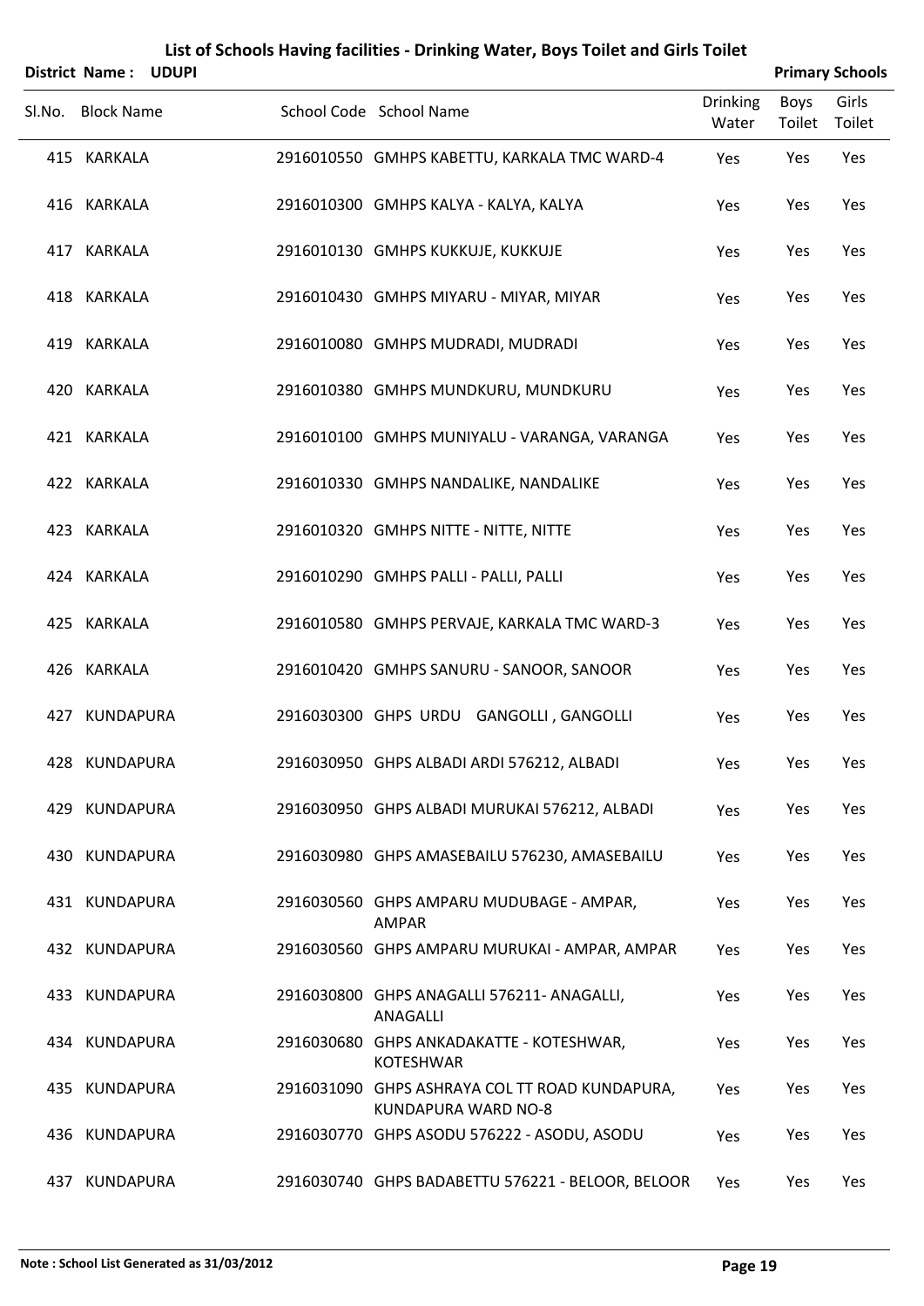# List of Schools Having facilities - Drinking Water, Boys Toilet and Girls Toilet

**District Name : UDUPI** **Primary Schools**

| Sl.No. | Block Name | School Code | School Name | Drinking Water | Boys Toilet | Girls Toilet |
|---|---|---|---|---|---|---|
| 415 | KARKALA | 2916010550 | GMHPS KABETTU, KARKALA TMC WARD-4 | Yes | Yes | Yes |
| 416 | KARKALA | 2916010300 | GMHPS KALYA - KALYA, KALYA | Yes | Yes | Yes |
| 417 | KARKALA | 2916010130 | GMHPS KUKKUJE, KUKKUJE | Yes | Yes | Yes |
| 418 | KARKALA | 2916010430 | GMHPS MIYARU - MIYAR, MIYAR | Yes | Yes | Yes |
| 419 | KARKALA | 2916010080 | GMHPS MUDRADI, MUDRADI | Yes | Yes | Yes |
| 420 | KARKALA | 2916010380 | GMHPS MUNDKURU, MUNDKURU | Yes | Yes | Yes |
| 421 | KARKALA | 2916010100 | GMHPS MUNIYALU - VARANGA, VARANGA | Yes | Yes | Yes |
| 422 | KARKALA | 2916010330 | GMHPS NANDALIKE, NANDALIKE | Yes | Yes | Yes |
| 423 | KARKALA | 2916010320 | GMHPS NITTE - NITTE, NITTE | Yes | Yes | Yes |
| 424 | KARKALA | 2916010290 | GMHPS PALLI - PALLI, PALLI | Yes | Yes | Yes |
| 425 | KARKALA | 2916010580 | GMHPS PERVAJE, KARKALA TMC WARD-3 | Yes | Yes | Yes |
| 426 | KARKALA | 2916010420 | GMHPS SANURU - SANOOR, SANOOR | Yes | Yes | Yes |
| 427 | KUNDAPURA | 2916030300 | GHPS URDU GANGOLLI , GANGOLLI | Yes | Yes | Yes |
| 428 | KUNDAPURA | 2916030950 | GHPS ALBADI ARDI 576212, ALBADI | Yes | Yes | Yes |
| 429 | KUNDAPURA | 2916030950 | GHPS ALBADI MURUKAI 576212, ALBADI | Yes | Yes | Yes |
| 430 | KUNDAPURA | 2916030980 | GHPS AMASEBAILU 576230, AMASEBAILU | Yes | Yes | Yes |
| 431 | KUNDAPURA | 2916030560 | GHPS AMPARU MUDUBAGE - AMPAR, AMPAR | Yes | Yes | Yes |
| 432 | KUNDAPURA | 2916030560 | GHPS AMPARU MURUKAI - AMPAR, AMPAR | Yes | Yes | Yes |
| 433 | KUNDAPURA | 2916030800 | GHPS ANAGALLI 576211- ANAGALLI, ANAGALLI | Yes | Yes | Yes |
| 434 | KUNDAPURA | 2916030680 | GHPS ANKADAKATTE - KOTESHWAR, KOTESHWAR | Yes | Yes | Yes |
| 435 | KUNDAPURA | 2916031090 | GHPS ASHRAYA COL TT ROAD KUNDAPURA, KUNDAPURA WARD NO-8 | Yes | Yes | Yes |
| 436 | KUNDAPURA | 2916030770 | GHPS ASODU 576222 - ASODU, ASODU | Yes | Yes | Yes |
| 437 | KUNDAPURA | 2916030740 | GHPS BADABETTU 576221 - BELOOR, BELOOR | Yes | Yes | Yes |

**Note : School List Generated as 31/03/2012**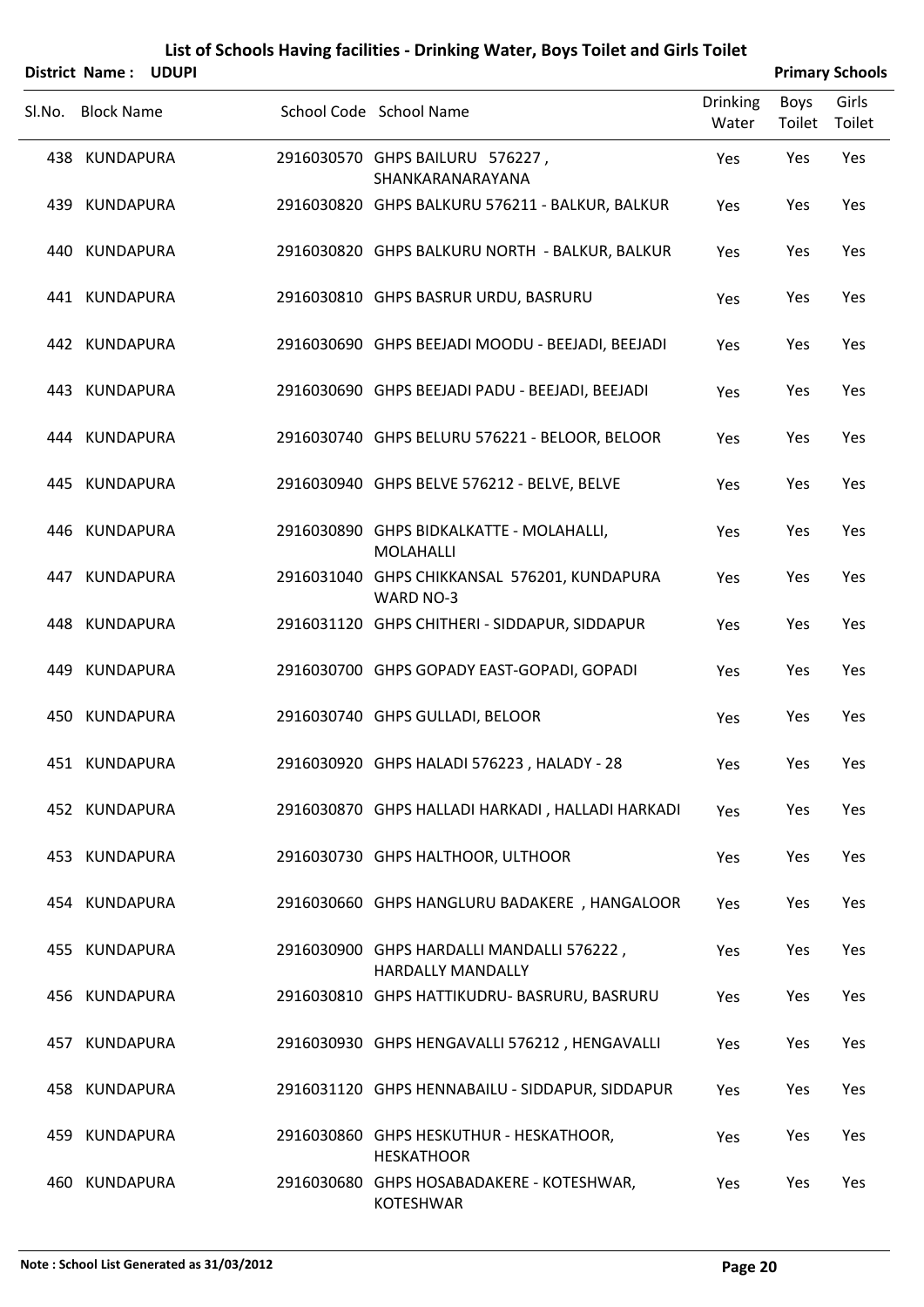# List of Schools Having facilities - Drinking Water, Boys Toilet and Girls Toilet

**District Name : UDUPI** **Primary Schools**

| Sl.No. | Block Name | School Code | School Name | Drinking Water | Boys Toilet | Girls Toilet |
|---|---|---|---|---|---|---|
| 438 | KUNDAPURA | 2916030570 | GHPS BAILURU 576227 , SHANKARANARAYANA | Yes | Yes | Yes |
| 439 | KUNDAPURA | 2916030820 | GHPS BALKURU 576211 - BALKUR, BALKUR | Yes | Yes | Yes |
| 440 | KUNDAPURA | 2916030820 | GHPS BALKURU NORTH - BALKUR, BALKUR | Yes | Yes | Yes |
| 441 | KUNDAPURA | 2916030810 | GHPS BASRUR URDU, BASRURU | Yes | Yes | Yes |
| 442 | KUNDAPURA | 2916030690 | GHPS BEEJADI MOODU - BEEJADI, BEEJADI | Yes | Yes | Yes |
| 443 | KUNDAPURA | 2916030690 | GHPS BEEJADI PADU - BEEJADI, BEEJADI | Yes | Yes | Yes |
| 444 | KUNDAPURA | 2916030740 | GHPS BELURU 576221 - BELOOR, BELOOR | Yes | Yes | Yes |
| 445 | KUNDAPURA | 2916030940 | GHPS BELVE 576212 - BELVE, BELVE | Yes | Yes | Yes |
| 446 | KUNDAPURA | 2916030890 | GHPS BIDKALKATTE - MOLAHALLI, MOLAHALLI | Yes | Yes | Yes |
| 447 | KUNDAPURA | 2916031040 | GHPS CHIKKANSAL 576201, KUNDAPURA WARD NO-3 | Yes | Yes | Yes |
| 448 | KUNDAPURA | 2916031120 | GHPS CHITHERI - SIDDAPUR, SIDDAPUR | Yes | Yes | Yes |
| 449 | KUNDAPURA | 2916030700 | GHPS GOPADY EAST-GOPADI, GOPADI | Yes | Yes | Yes |
| 450 | KUNDAPURA | 2916030740 | GHPS GULLADI, BELOOR | Yes | Yes | Yes |
| 451 | KUNDAPURA | 2916030920 | GHPS HALADI 576223 , HALADY - 28 | Yes | Yes | Yes |
| 452 | KUNDAPURA | 2916030870 | GHPS HALLADI HARKADI , HALLADI HARKADI | Yes | Yes | Yes |
| 453 | KUNDAPURA | 2916030730 | GHPS HALTHOOR, ULTHOOR | Yes | Yes | Yes |
| 454 | KUNDAPURA | 2916030660 | GHPS HANGLURU BADAKERE , HANGALOOR | Yes | Yes | Yes |
| 455 | KUNDAPURA | 2916030900 | GHPS HARDALLI MANDALLI 576222 , HARDALLY MANDALLY | Yes | Yes | Yes |
| 456 | KUNDAPURA | 2916030810 | GHPS HATTIKUDRU- BASRURU, BASRURU | Yes | Yes | Yes |
| 457 | KUNDAPURA | 2916030930 | GHPS HENGAVALLI 576212 , HENGAVALLI | Yes | Yes | Yes |
| 458 | KUNDAPURA | 2916031120 | GHPS HENNABAILU - SIDDAPUR, SIDDAPUR | Yes | Yes | Yes |
| 459 | KUNDAPURA | 2916030860 | GHPS HESKUTHUR - HESKATHOOR, HESKATHOOR | Yes | Yes | Yes |
| 460 | KUNDAPURA | 2916030680 | GHPS HOSABADAKERE - KOTESHWAR, KOTESHWAR | Yes | Yes | Yes |

**Note : School List Generated as 31/03/2012**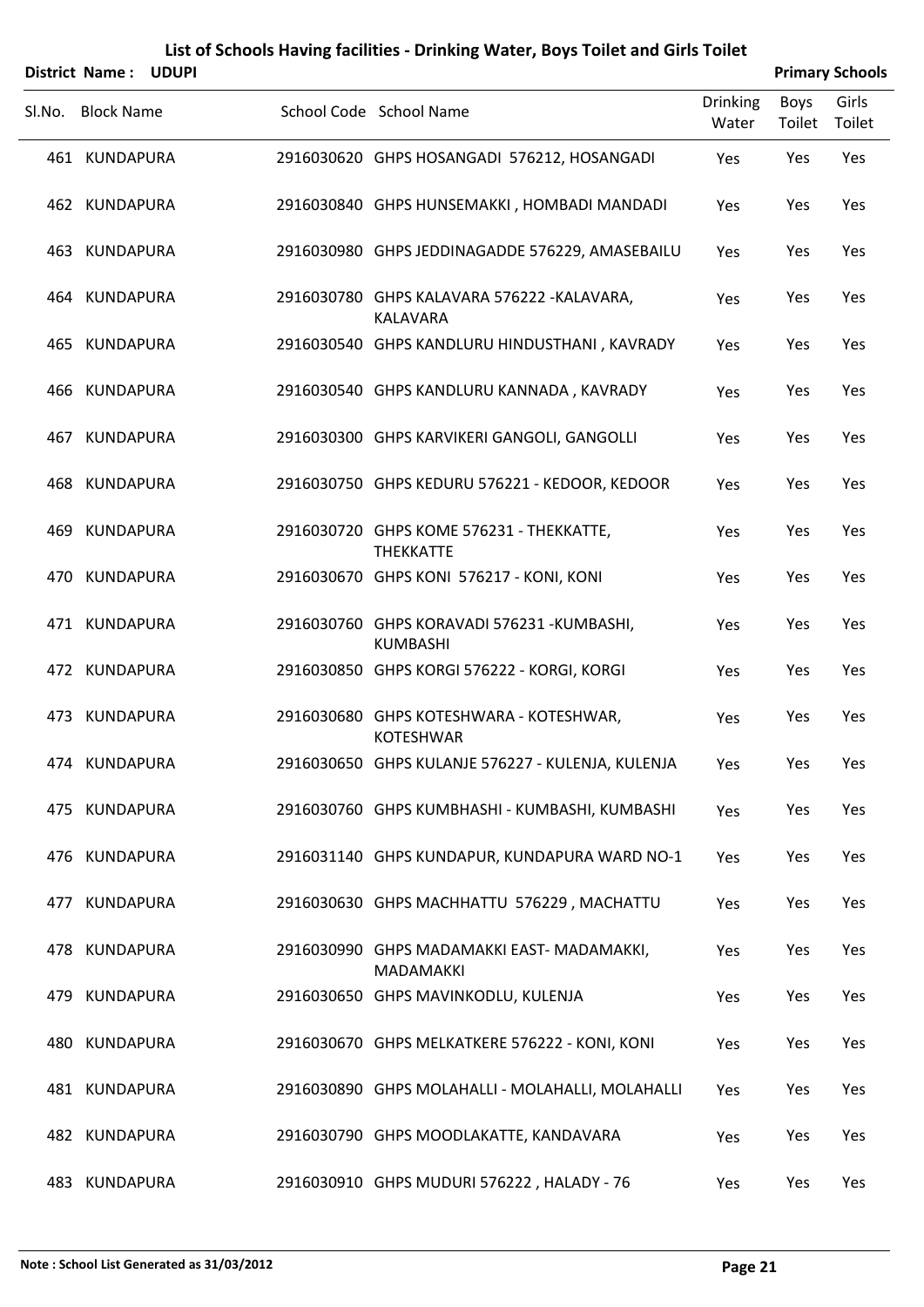# List of Schools Having facilities - Drinking Water, Boys Toilet and Girls Toilet

**District Name : UDUPI** **Primary Schools**

| Sl.No. | Block Name | School Code | School Name | Drinking Water | Boys Toilet | Girls Toilet |
|---|---|---|---|---|---|---|
| 461 | KUNDAPURA | 2916030620 | GHPS HOSANGADI 576212, HOSANGADI | Yes | Yes | Yes |
| 462 | KUNDAPURA | 2916030840 | GHPS HUNSEMAKKI , HOMBADI MANDADI | Yes | Yes | Yes |
| 463 | KUNDAPURA | 2916030980 | GHPS JEDDINAGADDE 576229, AMASEBAILU | Yes | Yes | Yes |
| 464 | KUNDAPURA | 2916030780 | GHPS KALAVARA 576222 -KALAVARA, KALAVARA | Yes | Yes | Yes |
| 465 | KUNDAPURA | 2916030540 | GHPS KANDLURU HINDUSTHANI , KAVRADY | Yes | Yes | Yes |
| 466 | KUNDAPURA | 2916030540 | GHPS KANDLURU KANNADA , KAVRADY | Yes | Yes | Yes |
| 467 | KUNDAPURA | 2916030300 | GHPS KARVIKERI GANGOLI, GANGOLLI | Yes | Yes | Yes |
| 468 | KUNDAPURA | 2916030750 | GHPS KEDURU 576221 - KEDOOR, KEDOOR | Yes | Yes | Yes |
| 469 | KUNDAPURA | 2916030720 | GHPS KOME 576231 - THEKKATTE, THEKKATTE | Yes | Yes | Yes |
| 470 | KUNDAPURA | 2916030670 | GHPS KONI 576217 - KONI, KONI | Yes | Yes | Yes |
| 471 | KUNDAPURA | 2916030760 | GHPS KORAVADI 576231 -KUMBASHI, KUMBASHI | Yes | Yes | Yes |
| 472 | KUNDAPURA | 2916030850 | GHPS KORGI 576222 - KORGI, KORGI | Yes | Yes | Yes |
| 473 | KUNDAPURA | 2916030680 | GHPS KOTESHWARA - KOTESHWAR, KOTESHWAR | Yes | Yes | Yes |
| 474 | KUNDAPURA | 2916030650 | GHPS KULANJE 576227 - KULENJA, KULENJA | Yes | Yes | Yes |
| 475 | KUNDAPURA | 2916030760 | GHPS KUMBHASHI - KUMBASHI, KUMBASHI | Yes | Yes | Yes |
| 476 | KUNDAPURA | 2916031140 | GHPS KUNDAPUR, KUNDAPURA WARD NO-1 | Yes | Yes | Yes |
| 477 | KUNDAPURA | 2916030630 | GHPS MACHHATTU 576229 , MACHATTU | Yes | Yes | Yes |
| 478 | KUNDAPURA | 2916030990 | GHPS MADAMAKKI EAST- MADAMAKKI, MADAMAKKI | Yes | Yes | Yes |
| 479 | KUNDAPURA | 2916030650 | GHPS MAVINKODLU, KULENJA | Yes | Yes | Yes |
| 480 | KUNDAPURA | 2916030670 | GHPS MELKATKERE 576222 - KONI, KONI | Yes | Yes | Yes |
| 481 | KUNDAPURA | 2916030890 | GHPS MOLAHALLI - MOLAHALLI, MOLAHALLI | Yes | Yes | Yes |
| 482 | KUNDAPURA | 2916030790 | GHPS MOODLAKATTE, KANDAVARA | Yes | Yes | Yes |
| 483 | KUNDAPURA | 2916030910 | GHPS MUDURI 576222 , HALADY - 76 | Yes | Yes | Yes |

**Note : School List Generated as 31/03/2012**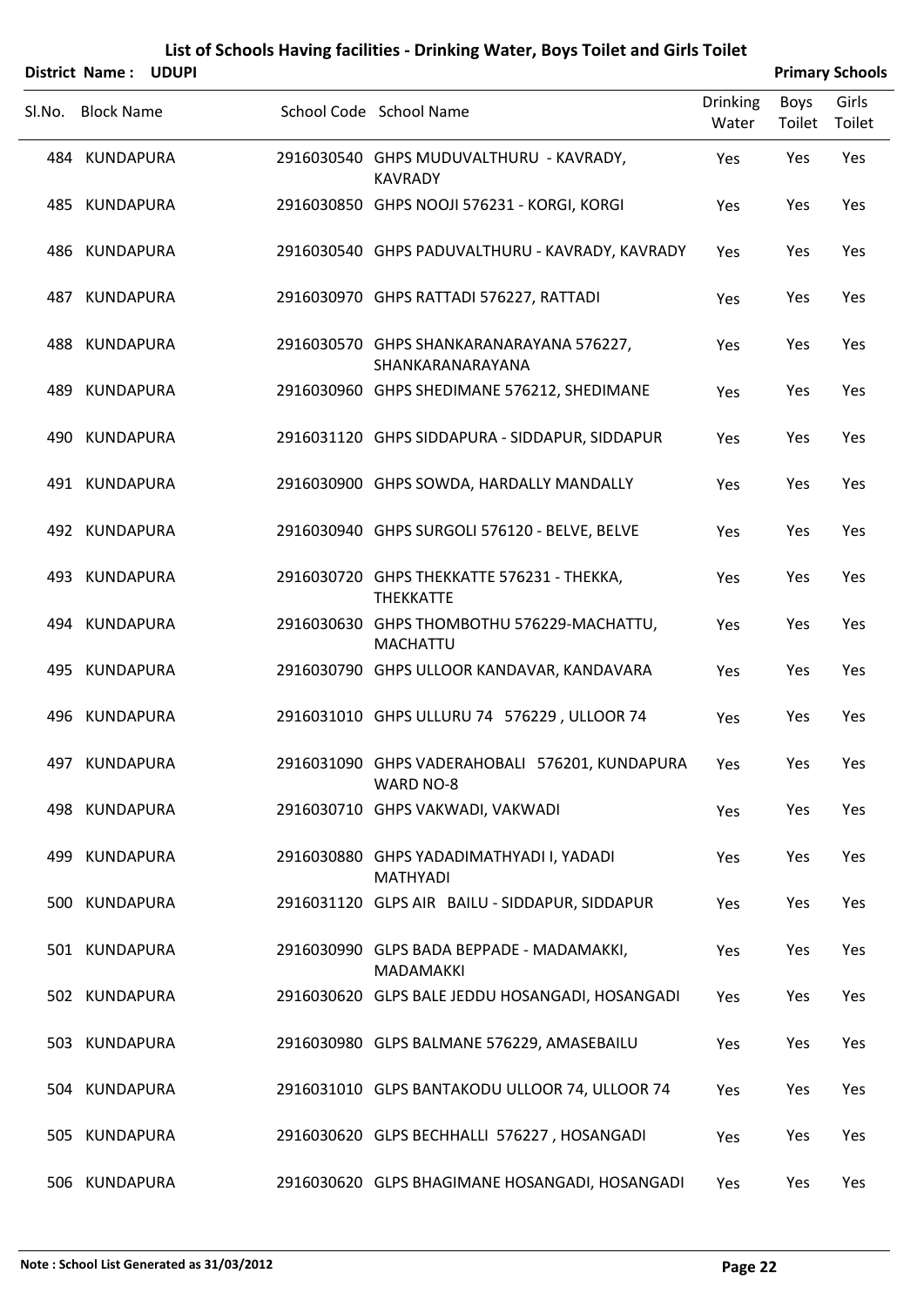# List of Schools Having facilities - Drinking Water, Boys Toilet and Girls Toilet

**District Name : UDUPI** | **Primary Schools**

| Sl.No. | Block Name | School Code | School Name | Drinking Water | Boys Toilet | Girls Toilet |
|---|---|---|---|---|---|---|
| 484 | KUNDAPURA | 2916030540 | GHPS MUDUVALTHURU - KAVRADY, KAVRADY | Yes | Yes | Yes |
| 485 | KUNDAPURA | 2916030850 | GHPS NOOJI 576231 - KORGI, KORGI | Yes | Yes | Yes |
| 486 | KUNDAPURA | 2916030540 | GHPS PADUVALTHURU - KAVRADY, KAVRADY | Yes | Yes | Yes |
| 487 | KUNDAPURA | 2916030970 | GHPS RATTADI 576227, RATTADI | Yes | Yes | Yes |
| 488 | KUNDAPURA | 2916030570 | GHPS SHANKARANARAYANA 576227, SHANKARANARAYANA | Yes | Yes | Yes |
| 489 | KUNDAPURA | 2916030960 | GHPS SHEDIMANE 576212, SHEDIMANE | Yes | Yes | Yes |
| 490 | KUNDAPURA | 2916031120 | GHPS SIDDAPURA - SIDDAPUR, SIDDAPUR | Yes | Yes | Yes |
| 491 | KUNDAPURA | 2916030900 | GHPS SOWDA, HARDALLY MANDALLY | Yes | Yes | Yes |
| 492 | KUNDAPURA | 2916030940 | GHPS SURGOLI 576120 - BELVE, BELVE | Yes | Yes | Yes |
| 493 | KUNDAPURA | 2916030720 | GHPS THEKKATTE 576231 - THEKKA, THEKKATTE | Yes | Yes | Yes |
| 494 | KUNDAPURA | 2916030630 | GHPS THOMBOTHU 576229-MACHATTU, MACHATTU | Yes | Yes | Yes |
| 495 | KUNDAPURA | 2916030790 | GHPS ULLOOR KANDAVAR, KANDAVARA | Yes | Yes | Yes |
| 496 | KUNDAPURA | 2916031010 | GHPS ULLURU 74 576229 , ULLOOR 74 | Yes | Yes | Yes |
| 497 | KUNDAPURA | 2916031090 | GHPS VADERAHOBALI 576201, KUNDAPURA WARD NO-8 | Yes | Yes | Yes |
| 498 | KUNDAPURA | 2916030710 | GHPS VAKWADI, VAKWADI | Yes | Yes | Yes |
| 499 | KUNDAPURA | 2916030880 | GHPS YADADIMATHYADI I, YADADI MATHYADI | Yes | Yes | Yes |
| 500 | KUNDAPURA | 2916031120 | GLPS AIR BAILU - SIDDAPUR, SIDDAPUR | Yes | Yes | Yes |
| 501 | KUNDAPURA | 2916030990 | GLPS BADA BEPPADE - MADAMAKKI, MADAMAKKI | Yes | Yes | Yes |
| 502 | KUNDAPURA | 2916030620 | GLPS BALE JEDDU HOSANGADI, HOSANGADI | Yes | Yes | Yes |
| 503 | KUNDAPURA | 2916030980 | GLPS BALMANE 576229, AMASEBAILU | Yes | Yes | Yes |
| 504 | KUNDAPURA | 2916031010 | GLPS BANTAKODU ULLOOR 74, ULLOOR 74 | Yes | Yes | Yes |
| 505 | KUNDAPURA | 2916030620 | GLPS BECHHALLI 576227 , HOSANGADI | Yes | Yes | Yes |
| 506 | KUNDAPURA | 2916030620 | GLPS BHAGIMANE HOSANGADI, HOSANGADI | Yes | Yes | Yes |

**Note : School List Generated as 31/03/2012**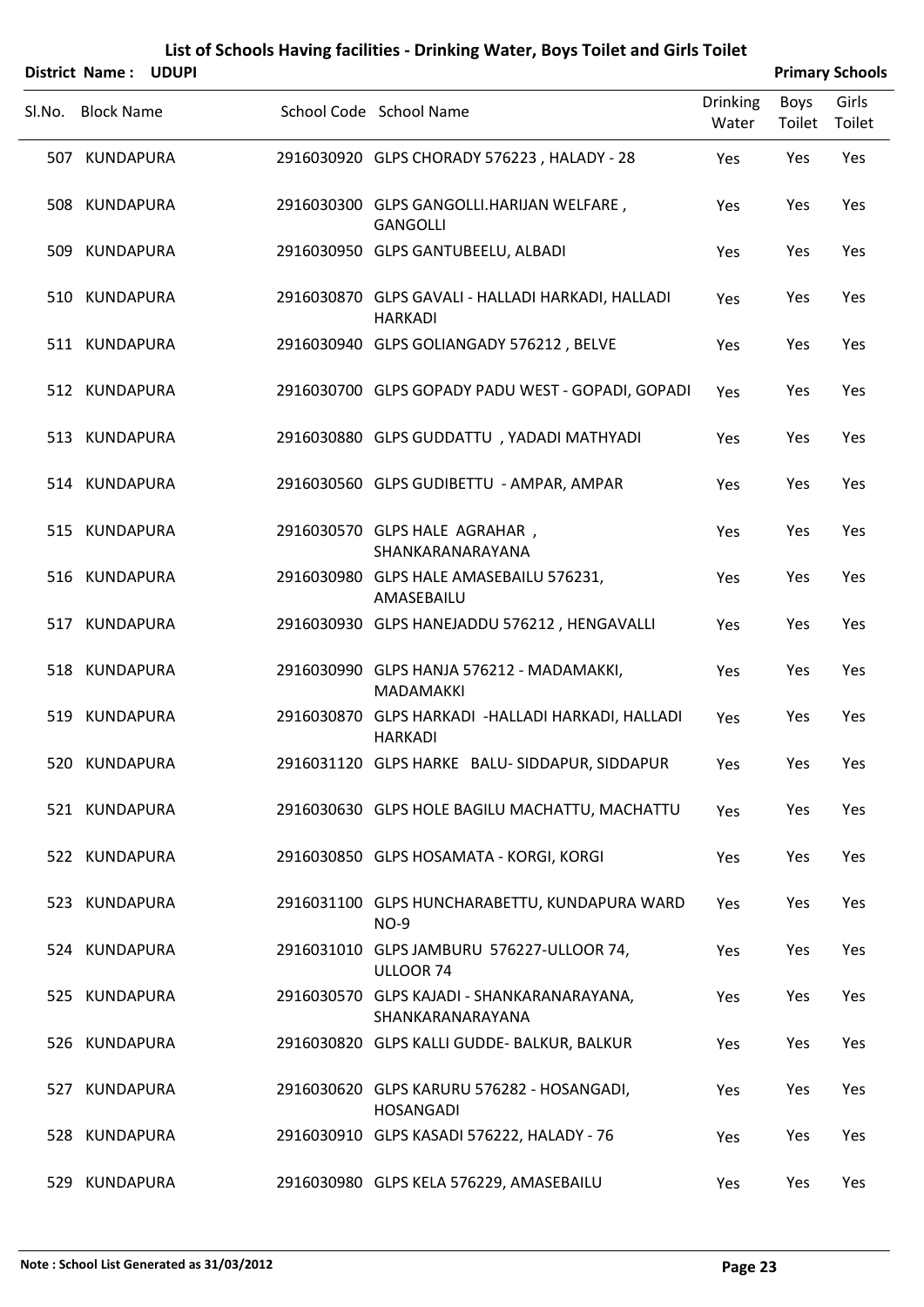# List of Schools Having facilities - Drinking Water, Boys Toilet and Girls Toilet

**District Name : UDUPI** **Primary Schools**

| Sl.No. | Block Name | School Code | School Name | Drinking Water | Boys Toilet | Girls Toilet |
|---|---|---|---|---|---|---|
| 507 | KUNDAPURA | 2916030920 | GLPS CHORADY 576223 , HALADY - 28 | Yes | Yes | Yes |
| 508 | KUNDAPURA | 2916030300 | GLPS GANGOLLI.HARIJAN WELFARE , GANGOLLI | Yes | Yes | Yes |
| 509 | KUNDAPURA | 2916030950 | GLPS GANTUBEELU, ALBADI | Yes | Yes | Yes |
| 510 | KUNDAPURA | 2916030870 | GLPS GAVALI - HALLADI HARKADI, HALLADI HARKADI | Yes | Yes | Yes |
| 511 | KUNDAPURA | 2916030940 | GLPS GOLIANGADY 576212 , BELVE | Yes | Yes | Yes |
| 512 | KUNDAPURA | 2916030700 | GLPS GOPADY PADU WEST - GOPADI, GOPADI | Yes | Yes | Yes |
| 513 | KUNDAPURA | 2916030880 | GLPS GUDDATTU , YADADI MATHYADI | Yes | Yes | Yes |
| 514 | KUNDAPURA | 2916030560 | GLPS GUDIBETTU - AMPAR, AMPAR | Yes | Yes | Yes |
| 515 | KUNDAPURA | 2916030570 | GLPS HALE AGRAHAR , SHANKARANARAYANA | Yes | Yes | Yes |
| 516 | KUNDAPURA | 2916030980 | GLPS HALE AMASEBAILU 576231, AMASEBAILU | Yes | Yes | Yes |
| 517 | KUNDAPURA | 2916030930 | GLPS HANEJADDU 576212 , HENGAVALLI | Yes | Yes | Yes |
| 518 | KUNDAPURA | 2916030990 | GLPS HANJA 576212 - MADAMAKKI, MADAMAKKI | Yes | Yes | Yes |
| 519 | KUNDAPURA | 2916030870 | GLPS HARKADI -HALLADI HARKADI, HALLADI HARKADI | Yes | Yes | Yes |
| 520 | KUNDAPURA | 2916031120 | GLPS HARKE BALU- SIDDAPUR, SIDDAPUR | Yes | Yes | Yes |
| 521 | KUNDAPURA | 2916030630 | GLPS HOLE BAGILU MACHATTU, MACHATTU | Yes | Yes | Yes |
| 522 | KUNDAPURA | 2916030850 | GLPS HOSAMATA - KORGI, KORGI | Yes | Yes | Yes |
| 523 | KUNDAPURA | 2916031100 | GLPS HUNCHARABETTU, KUNDAPURA WARD NO-9 | Yes | Yes | Yes |
| 524 | KUNDAPURA | 2916031010 | GLPS JAMBURU 576227-ULLOOR 74, ULLOOR 74 | Yes | Yes | Yes |
| 525 | KUNDAPURA | 2916030570 | GLPS KAJADI - SHANKARANARAYANA, SHANKARANARAYANA | Yes | Yes | Yes |
| 526 | KUNDAPURA | 2916030820 | GLPS KALLI GUDDE- BALKUR, BALKUR | Yes | Yes | Yes |
| 527 | KUNDAPURA | 2916030620 | GLPS KARURU 576282 - HOSANGADI, HOSANGADI | Yes | Yes | Yes |
| 528 | KUNDAPURA | 2916030910 | GLPS KASADI 576222, HALADY - 76 | Yes | Yes | Yes |
| 529 | KUNDAPURA | 2916030980 | GLPS KELA 576229, AMASEBAILU | Yes | Yes | Yes |

**Note : School List Generated as 31/03/2012**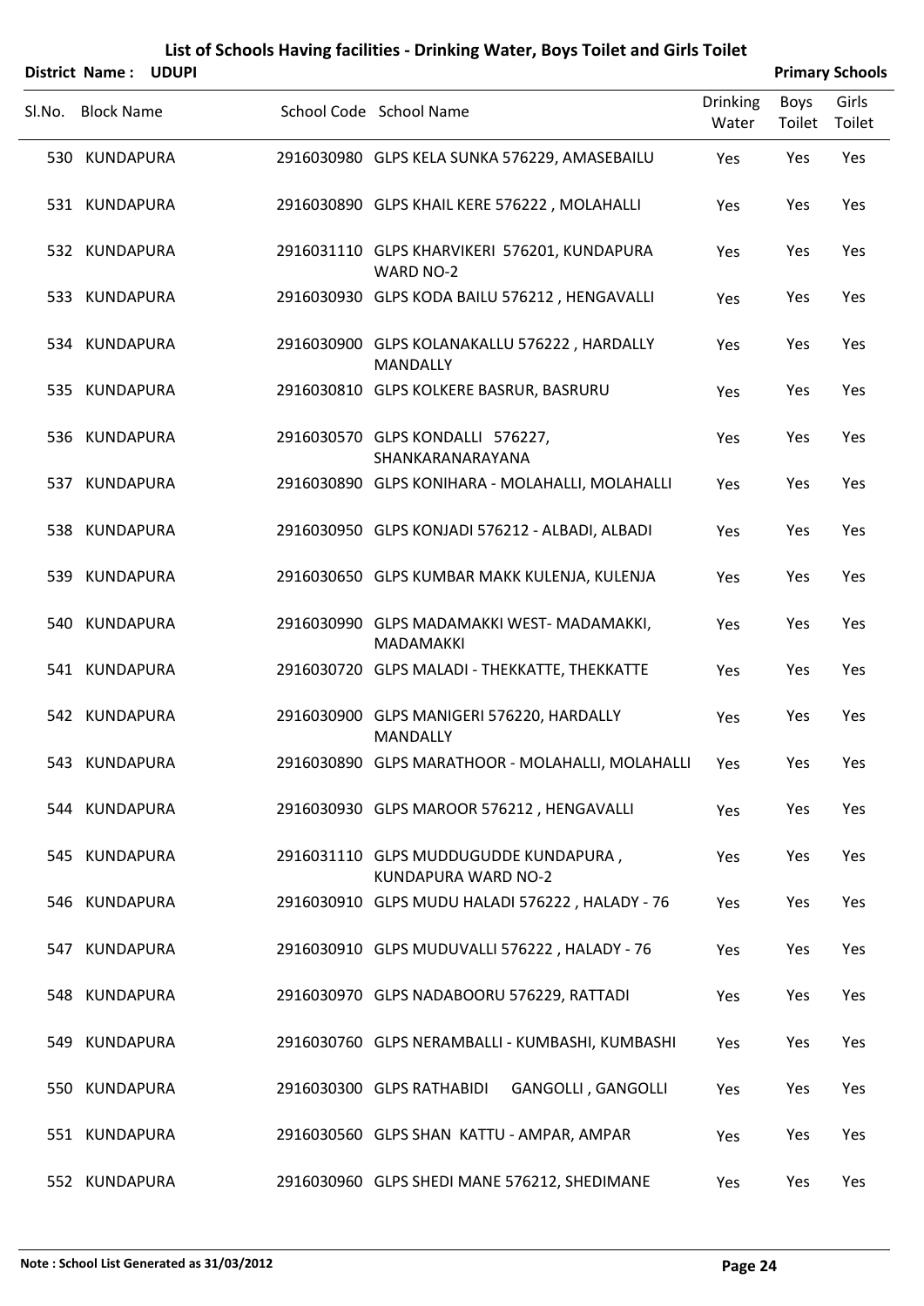# List of Schools Having facilities - Drinking Water, Boys Toilet and Girls Toilet

**District Name : UDUPI** | **Primary Schools**

| Sl.No. | Block Name | School Code | School Name | Drinking Water | Boys Toilet | Girls Toilet |
|---|---|---|---|---|---|---|
| 530 | KUNDAPURA | 2916030980 | GLPS KELA SUNKA 576229, AMASEBAILU | Yes | Yes | Yes |
| 531 | KUNDAPURA | 2916030890 | GLPS KHAIL KERE 576222 , MOLAHALLI | Yes | Yes | Yes |
| 532 | KUNDAPURA | 2916031110 | GLPS KHARVIKERI 576201, KUNDAPURA WARD NO-2 | Yes | Yes | Yes |
| 533 | KUNDAPURA | 2916030930 | GLPS KODA BAILU 576212 , HENGAVALLI | Yes | Yes | Yes |
| 534 | KUNDAPURA | 2916030900 | GLPS KOLANAKALLU 576222 , HARDALLY MANDALLY | Yes | Yes | Yes |
| 535 | KUNDAPURA | 2916030810 | GLPS KOLKERE BASRUR, BASRURU | Yes | Yes | Yes |
| 536 | KUNDAPURA | 2916030570 | GLPS KONDALLI 576227, SHANKARANARAYANA | Yes | Yes | Yes |
| 537 | KUNDAPURA | 2916030890 | GLPS KONIHARA - MOLAHALLI, MOLAHALLI | Yes | Yes | Yes |
| 538 | KUNDAPURA | 2916030950 | GLPS KONJADI 576212 - ALBADI, ALBADI | Yes | Yes | Yes |
| 539 | KUNDAPURA | 2916030650 | GLPS KUMBAR MAKK KULENJA, KULENJA | Yes | Yes | Yes |
| 540 | KUNDAPURA | 2916030990 | GLPS MADAMAKKI WEST- MADAMAKKI, MADAMAKKI | Yes | Yes | Yes |
| 541 | KUNDAPURA | 2916030720 | GLPS MALADI - THEKKATTE, THEKKATTE | Yes | Yes | Yes |
| 542 | KUNDAPURA | 2916030900 | GLPS MANIGERI 576220, HARDALLY MANDALLY | Yes | Yes | Yes |
| 543 | KUNDAPURA | 2916030890 | GLPS MARATHOOR - MOLAHALLI, MOLAHALLI | Yes | Yes | Yes |
| 544 | KUNDAPURA | 2916030930 | GLPS MAROOR 576212 , HENGAVALLI | Yes | Yes | Yes |
| 545 | KUNDAPURA | 2916031110 | GLPS MUDDUGUDDE KUNDAPURA , KUNDAPURA WARD NO-2 | Yes | Yes | Yes |
| 546 | KUNDAPURA | 2916030910 | GLPS MUDU HALADI 576222 , HALADY - 76 | Yes | Yes | Yes |
| 547 | KUNDAPURA | 2916030910 | GLPS MUDUVALLI 576222 , HALADY - 76 | Yes | Yes | Yes |
| 548 | KUNDAPURA | 2916030970 | GLPS NADABOORU 576229, RATTADI | Yes | Yes | Yes |
| 549 | KUNDAPURA | 2916030760 | GLPS NERAMBALLI - KUMBASHI, KUMBASHI | Yes | Yes | Yes |
| 550 | KUNDAPURA | 2916030300 | GLPS RATHABIDI GANGOLLI , GANGOLLI | Yes | Yes | Yes |
| 551 | KUNDAPURA | 2916030560 | GLPS SHAN KATTU - AMPAR, AMPAR | Yes | Yes | Yes |
| 552 | KUNDAPURA | 2916030960 | GLPS SHEDI MANE 576212, SHEDIMANE | Yes | Yes | Yes |

**Note : School List Generated as 31/03/2012**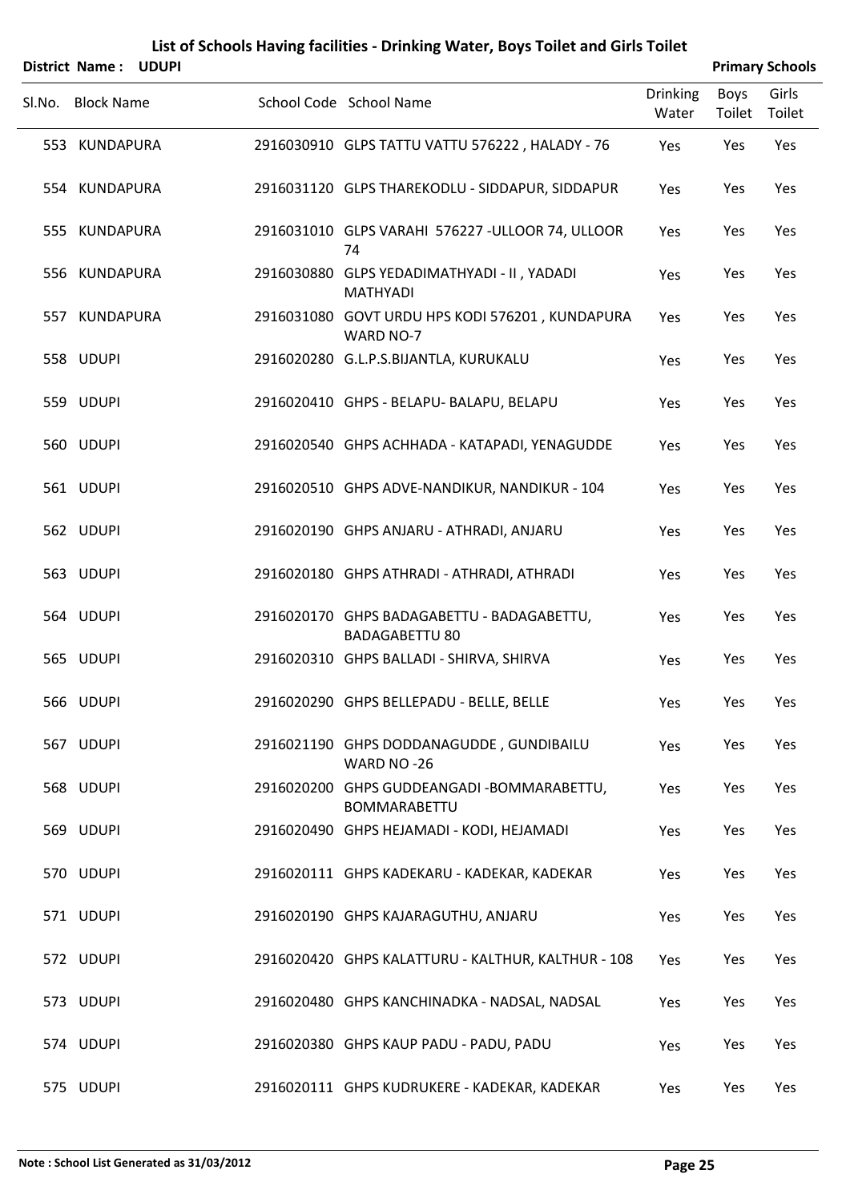# List of Schools Having facilities - Drinking Water, Boys Toilet and Girls Toilet

**District Name : UDUPI** **Primary Schools**

| Sl.No. | Block Name | School Code | School Name | Drinking Water | Boys Toilet | Girls Toilet |
|---|---|---|---|---|---|---|
| 553 | KUNDAPURA | 2916030910 | GLPS TATTU VATTU 576222 , HALADY - 76 | Yes | Yes | Yes |
| 554 | KUNDAPURA | 2916031120 | GLPS THAREKODLU - SIDDAPUR, SIDDAPUR | Yes | Yes | Yes |
| 555 | KUNDAPURA | 2916031010 | GLPS VARAHI 576227 -ULLOOR 74, ULLOOR 74 | Yes | Yes | Yes |
| 556 | KUNDAPURA | 2916030880 | GLPS YEDADIMATHYADI - II , YADADI MATHYADI | Yes | Yes | Yes |
| 557 | KUNDAPURA | 2916031080 | GOVT URDU HPS KODI 576201 , KUNDAPURA WARD NO-7 | Yes | Yes | Yes |
| 558 | UDUPI | 2916020280 | G.L.P.S.BIJANTLA, KURUKALU | Yes | Yes | Yes |
| 559 | UDUPI | 2916020410 | GHPS - BELAPU- BALAPU, BELAPU | Yes | Yes | Yes |
| 560 | UDUPI | 2916020540 | GHPS ACHHADA - KATAPADI, YENAGUDDE | Yes | Yes | Yes |
| 561 | UDUPI | 2916020510 | GHPS ADVE-NANDIKUR, NANDIKUR - 104 | Yes | Yes | Yes |
| 562 | UDUPI | 2916020190 | GHPS ANJARU - ATHRADI, ANJARU | Yes | Yes | Yes |
| 563 | UDUPI | 2916020180 | GHPS ATHRADI - ATHRADI, ATHRADI | Yes | Yes | Yes |
| 564 | UDUPI | 2916020170 | GHPS BADAGABETTU - BADAGABETTU, BADAGABETTU 80 | Yes | Yes | Yes |
| 565 | UDUPI | 2916020310 | GHPS BALLADI - SHIRVA, SHIRVA | Yes | Yes | Yes |
| 566 | UDUPI | 2916020290 | GHPS BELLEPADU - BELLE, BELLE | Yes | Yes | Yes |
| 567 | UDUPI | 2916021190 | GHPS DODDANAGUDDE , GUNDIBAILU WARD NO -26 | Yes | Yes | Yes |
| 568 | UDUPI | 2916020200 | GHPS GUDDEANGADI -BOMMARABETTU, BOMMARABETTU | Yes | Yes | Yes |
| 569 | UDUPI | 2916020490 | GHPS HEJAMADI - KODI, HEJAMADI | Yes | Yes | Yes |
| 570 | UDUPI | 2916020111 | GHPS KADEKARU - KADEKAR, KADEKAR | Yes | Yes | Yes |
| 571 | UDUPI | 2916020190 | GHPS KAJARAGUTHU, ANJARU | Yes | Yes | Yes |
| 572 | UDUPI | 2916020420 | GHPS KALATTURU - KALTHUR, KALTHUR - 108 | Yes | Yes | Yes |
| 573 | UDUPI | 2916020480 | GHPS KANCHINADKA - NADSAL, NADSAL | Yes | Yes | Yes |
| 574 | UDUPI | 2916020380 | GHPS KAUP PADU - PADU, PADU | Yes | Yes | Yes |
| 575 | UDUPI | 2916020111 | GHPS KUDRUKERE - KADEKAR, KADEKAR | Yes | Yes | Yes |

**Note : School List Generated as 31/03/2012**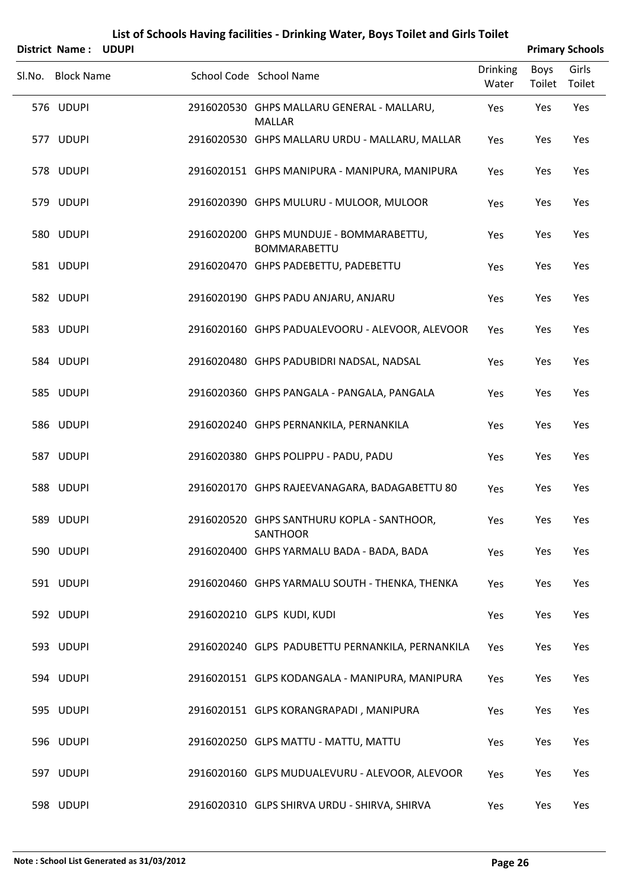# List of Schools Having facilities - Drinking Water, Boys Toilet and Girls Toilet

**District Name : UDUPI** **Primary Schools**

| Sl.No. | Block Name | School Code | School Name | Drinking Water | Boys Toilet | Girls Toilet |
|---|---|---|---|---|---|---|
| 576 | UDUPI | 2916020530 | GHPS MALLARU GENERAL - MALLARU, MALLAR | Yes | Yes | Yes |
| 577 | UDUPI | 2916020530 | GHPS MALLARU URDU - MALLARU, MALLAR | Yes | Yes | Yes |
| 578 | UDUPI | 2916020151 | GHPS MANIPURA - MANIPURA, MANIPURA | Yes | Yes | Yes |
| 579 | UDUPI | 2916020390 | GHPS MULURU - MULOOR, MULOOR | Yes | Yes | Yes |
| 580 | UDUPI | 2916020200 | GHPS MUNDUJE - BOMMARABETTU, BOMMARABETTU | Yes | Yes | Yes |
| 581 | UDUPI | 2916020470 | GHPS PADEBETTU, PADEBETTU | Yes | Yes | Yes |
| 582 | UDUPI | 2916020190 | GHPS PADU ANJARU, ANJARU | Yes | Yes | Yes |
| 583 | UDUPI | 2916020160 | GHPS PADUALEVOORU - ALEVOOR, ALEVOOR | Yes | Yes | Yes |
| 584 | UDUPI | 2916020480 | GHPS PADUBIDRI NADSAL, NADSAL | Yes | Yes | Yes |
| 585 | UDUPI | 2916020360 | GHPS PANGALA - PANGALA, PANGALA | Yes | Yes | Yes |
| 586 | UDUPI | 2916020240 | GHPS PERNANKILA, PERNANKILA | Yes | Yes | Yes |
| 587 | UDUPI | 2916020380 | GHPS POLIPPU - PADU, PADU | Yes | Yes | Yes |
| 588 | UDUPI | 2916020170 | GHPS RAJEEVANAGARA, BADAGABETTU 80 | Yes | Yes | Yes |
| 589 | UDUPI | 2916020520 | GHPS SANTHURU KOPLA - SANTHOOR, SANTHOOR | Yes | Yes | Yes |
| 590 | UDUPI | 2916020400 | GHPS YARMALU BADA - BADA, BADA | Yes | Yes | Yes |
| 591 | UDUPI | 2916020460 | GHPS YARMALU SOUTH - THENKA, THENKA | Yes | Yes | Yes |
| 592 | UDUPI | 2916020210 | GLPS KUDI, KUDI | Yes | Yes | Yes |
| 593 | UDUPI | 2916020240 | GLPS PADUBETTU PERNANKILA, PERNANKILA | Yes | Yes | Yes |
| 594 | UDUPI | 2916020151 | GLPS KODANGALA - MANIPURA, MANIPURA | Yes | Yes | Yes |
| 595 | UDUPI | 2916020151 | GLPS KORANGRAPADI , MANIPURA | Yes | Yes | Yes |
| 596 | UDUPI | 2916020250 | GLPS MATTU - MATTU, MATTU | Yes | Yes | Yes |
| 597 | UDUPI | 2916020160 | GLPS MUDUALEVURU - ALEVOOR, ALEVOOR | Yes | Yes | Yes |
| 598 | UDUPI | 2916020310 | GLPS SHIRVA URDU - SHIRVA, SHIRVA | Yes | Yes | Yes |

**Note : School List Generated as 31/03/2012**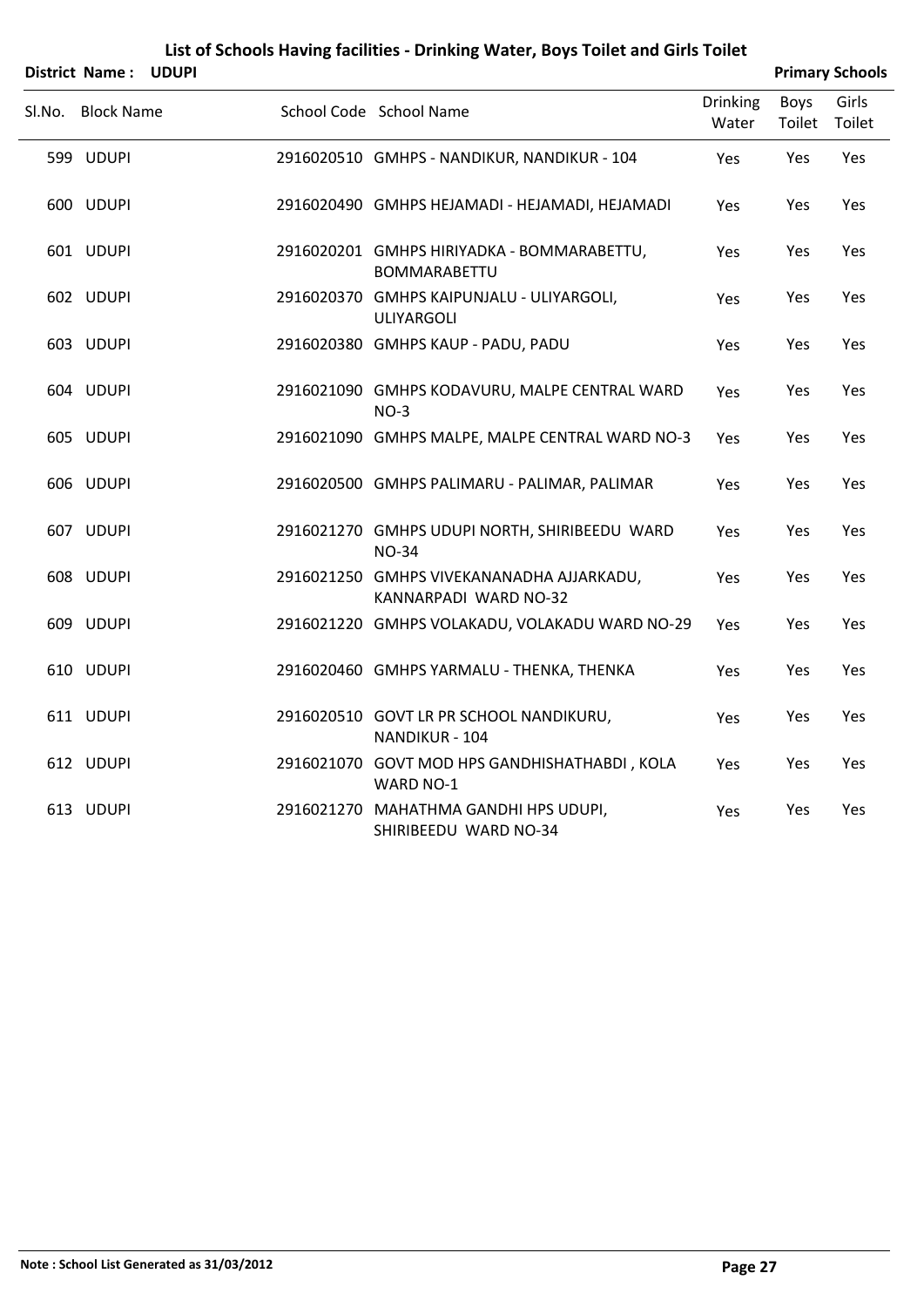# List of Schools Having facilities - Drinking Water, Boys Toilet and Girls Toilet

**District Name : UDUPI** **Primary Schools**

| Sl.No. | Block Name | School Code | School Name | Drinking Water | Boys Toilet | Girls Toilet |
|---|---|---|---|---|---|---|
| 599 | UDUPI | 2916020510 | GMHPS - NANDIKUR, NANDIKUR - 104 | Yes | Yes | Yes |
| 600 | UDUPI | 2916020490 | GMHPS HEJAMADI - HEJAMADI, HEJAMADI | Yes | Yes | Yes |
| 601 | UDUPI | 2916020201 | GMHPS HIRIYADKA - BOMMARABETTU, BOMMARABETTU | Yes | Yes | Yes |
| 602 | UDUPI | 2916020370 | GMHPS KAIPUNJALU - ULIYARGOLI, ULIYARGOLI | Yes | Yes | Yes |
| 603 | UDUPI | 2916020380 | GMHPS KAUP - PADU, PADU | Yes | Yes | Yes |
| 604 | UDUPI | 2916021090 | GMHPS KODAVURU, MALPE CENTRAL WARD NO-3 | Yes | Yes | Yes |
| 605 | UDUPI | 2916021090 | GMHPS MALPE, MALPE CENTRAL WARD NO-3 | Yes | Yes | Yes |
| 606 | UDUPI | 2916020500 | GMHPS PALIMARU - PALIMAR, PALIMAR | Yes | Yes | Yes |
| 607 | UDUPI | 2916021270 | GMHPS UDUPI NORTH, SHIRIBEEDU WARD NO-34 | Yes | Yes | Yes |
| 608 | UDUPI | 2916021250 | GMHPS VIVEKANANADHA AJJARKADU, KANNARPADI WARD NO-32 | Yes | Yes | Yes |
| 609 | UDUPI | 2916021220 | GMHPS VOLAKADU, VOLAKADU WARD NO-29 | Yes | Yes | Yes |
| 610 | UDUPI | 2916020460 | GMHPS YARMALU - THENKA, THENKA | Yes | Yes | Yes |
| 611 | UDUPI | 2916020510 | GOVT LR PR SCHOOL NANDIKURU, NANDIKUR - 104 | Yes | Yes | Yes |
| 612 | UDUPI | 2916021070 | GOVT MOD HPS GANDHISHATHABDI , KOLA WARD NO-1 | Yes | Yes | Yes |
| 613 | UDUPI | 2916021270 | MAHATHMA GANDHI HPS UDUPI, SHIRIBEEDU WARD NO-34 | Yes | Yes | Yes |

**Note : School List Generated as 31/03/2012**